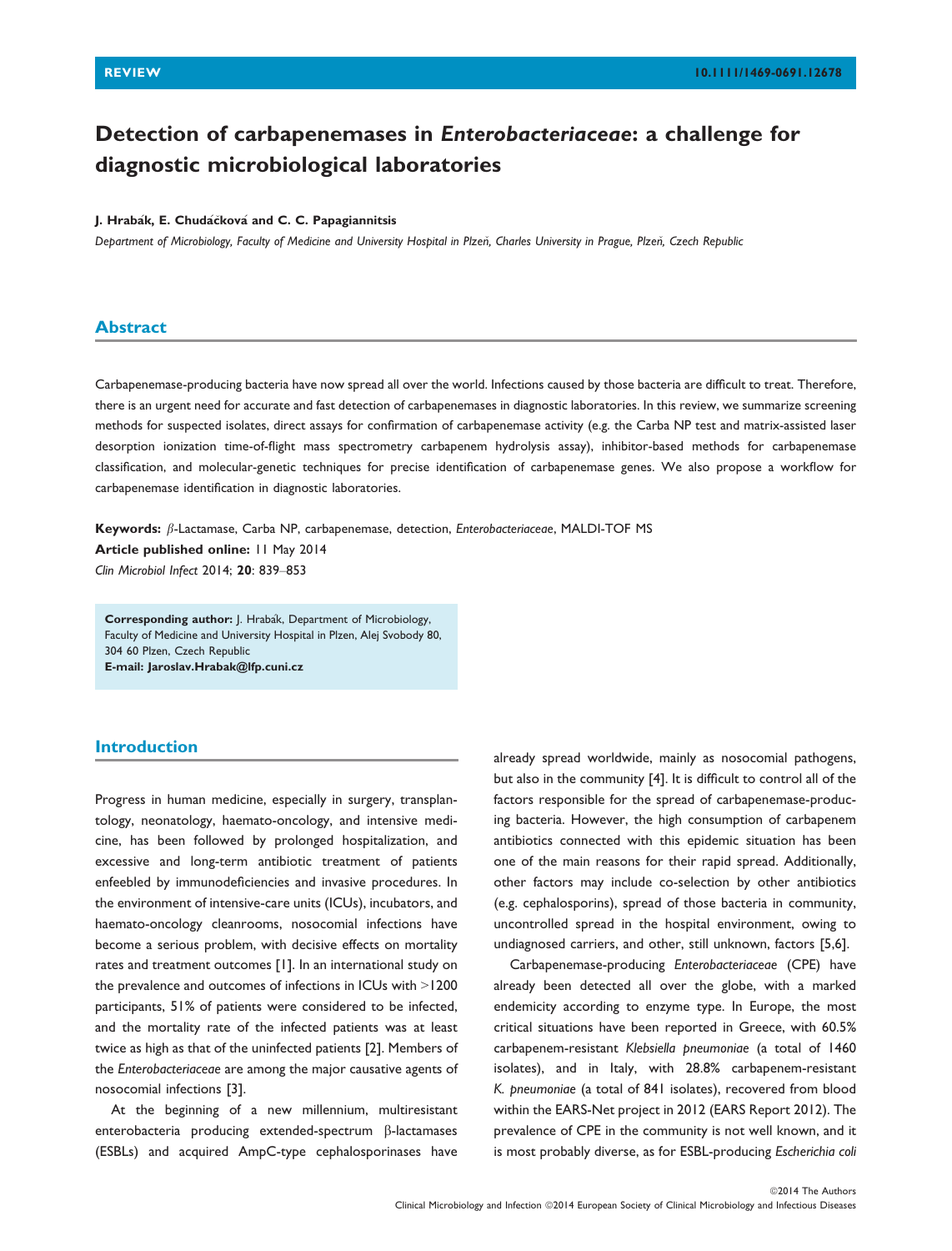REVIEW 10.1111/1469-0691.12678

# Detection of carbapenemases in *Enterobacteriaceae*: a challenge for diagnostic microbiological laboratories

**J. Hrabák, E. Chudáčková and C. C. Papagiannitsis**

*Department of Microbiology, Faculty of Medicine and University Hospital in Plzeň, Charles University in Prague, Plzeň, Czech Republic*

## Abstract

Carbapenemase-producing bacteria have now spread all over the world. Infections caused by those bacteria are difficult to treat. Therefore, there is an urgent need for accurate and fast detection of carbapenemases in diagnostic laboratories. In this review, we summarize screening methods for suspected isolates, direct assays for confirmation of carbapenemase activity (e.g. the Carba NP test and matrix-assisted laser desorption ionization time-of-flight mass spectrometry carbapenem hydrolysis assay), inhibitor-based methods for carbapenemase classification, and molecular-genetic techniques for precise identification of carbapenemase genes. We also propose a workflow for carbapenemase identification in diagnostic laboratories.

**Keywords:** β-Lactamase, Carba NP, carbapenemase, detection, *Enterobacteriaceae*, MALDI-TOF MS
**Article published online:** 11 May 2014
*Clin Microbiol Infect* 2014; **20**: 839–853

**Corresponding author:** J. Hrabák, Department of Microbiology, Faculty of Medicine and University Hospital in Plzen, Alej Svobody 80, 304 60 Plzen, Czech Republic
**E-mail: Jaroslav.Hrabak@lfp.cuni.cz**

## Introduction

Progress in human medicine, especially in surgery, transplantology, neonatology, haemato-oncology, and intensive medicine, has been followed by prolonged hospitalization, and excessive and long-term antibiotic treatment of patients enfeebled by immunodeficiencies and invasive procedures. In the environment of intensive-care units (ICUs), incubators, and haemato-oncology cleanrooms, nosocomial infections have become a serious problem, with decisive effects on mortality rates and treatment outcomes [1]. In an international study on the prevalence and outcomes of infections in ICUs with >1200 participants, 51% of patients were considered to be infected, and the mortality rate of the infected patients was at least twice as high as that of the uninfected patients [2]. Members of the *Enterobacteriaceae* are among the major causative agents of nosocomial infections [3].

At the beginning of a new millennium, multiresistant enterobacteria producing extended-spectrum β-lactamases (ESBLs) and acquired AmpC-type cephalosporinases have already spread worldwide, mainly as nosocomial pathogens, but also in the community [4]. It is difficult to control all of the factors responsible for the spread of carbapenemase-producing bacteria. However, the high consumption of carbapenem antibiotics connected with this epidemic situation has been one of the main reasons for their rapid spread. Additionally, other factors may include co-selection by other antibiotics (e.g. cephalosporins), spread of those bacteria in community, uncontrolled spread in the hospital environment, owing to undiagnosed carriers, and other, still unknown, factors [5,6].

Carbapenemase-producing *Enterobacteriaceae* (CPE) have already been detected all over the globe, with a marked endemicity according to enzyme type. In Europe, the most critical situations have been reported in Greece, with 60.5% carbapenem-resistant *Klebsiella pneumoniae* (a total of 1460 isolates), and in Italy, with 28.8% carbapenem-resistant *K. pneumoniae* (a total of 841 isolates), recovered from blood within the EARS-Net project in 2012 (EARS Report 2012). The prevalence of CPE in the community is not well known, and it is most probably diverse, as for ESBL-producing *Escherichia coli*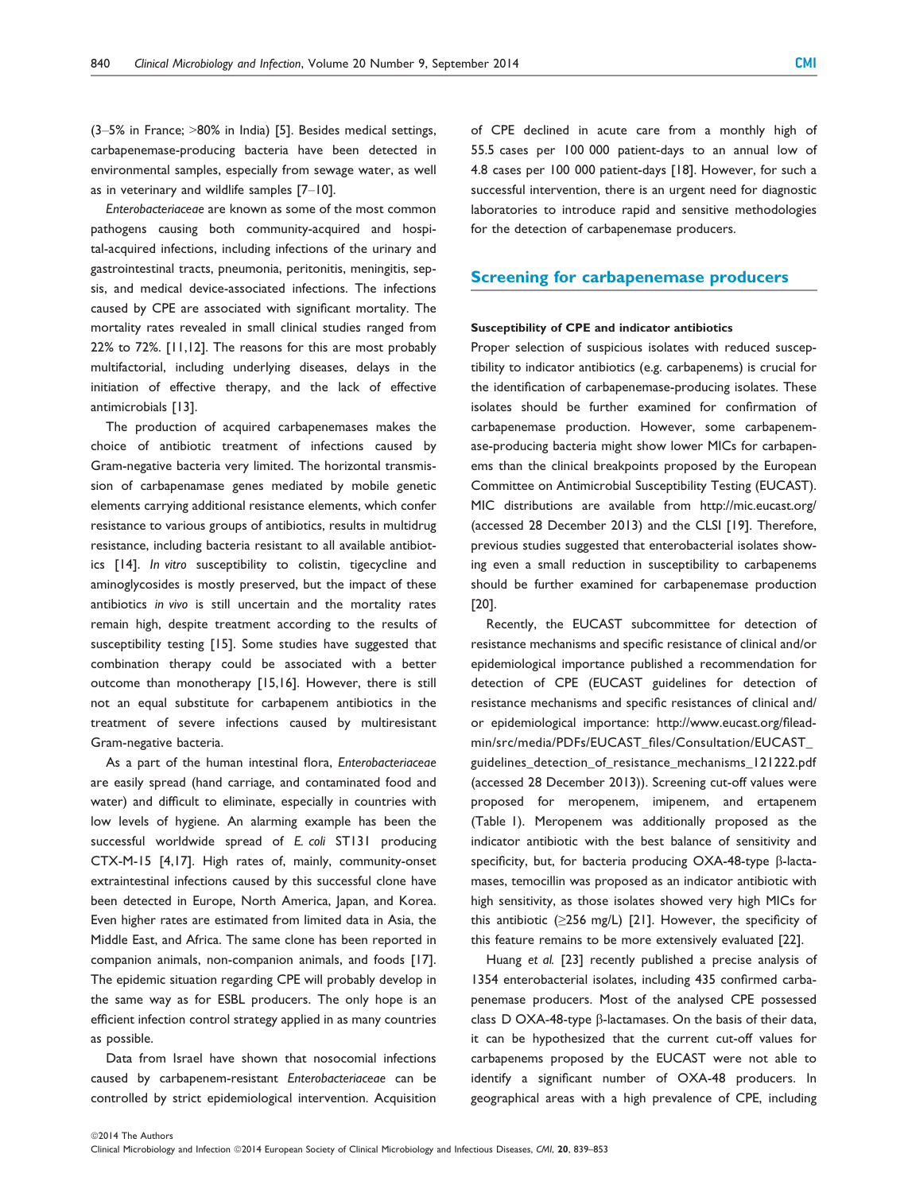(3–5% in France; >80% in India) [5]. Besides medical settings, carbapenemase-producing bacteria have been detected in environmental samples, especially from sewage water, as well as in veterinary and wildlife samples [7–10].

*Enterobacteriaceae* are known as some of the most common pathogens causing both community-acquired and hospital-acquired infections, including infections of the urinary and gastrointestinal tracts, pneumonia, peritonitis, meningitis, sepsis, and medical device-associated infections. The infections caused by CPE are associated with significant mortality. The mortality rates revealed in small clinical studies ranged from 22% to 72%. [11,12]. The reasons for this are most probably multifactorial, including underlying diseases, delays in the initiation of effective therapy, and the lack of effective antimicrobials [13].

The production of acquired carbapenemases makes the choice of antibiotic treatment of infections caused by Gram-negative bacteria very limited. The horizontal transmission of carbapenamase genes mediated by mobile genetic elements carrying additional resistance elements, which confer resistance to various groups of antibiotics, results in multidrug resistance, including bacteria resistant to all available antibiotics [14]. *In vitro* susceptibility to colistin, tigecycline and aminoglycosides is mostly preserved, but the impact of these antibiotics *in vivo* is still uncertain and the mortality rates remain high, despite treatment according to the results of susceptibility testing [15]. Some studies have suggested that combination therapy could be associated with a better outcome than monotherapy [15,16]. However, there is still not an equal substitute for carbapenem antibiotics in the treatment of severe infections caused by multiresistant Gram-negative bacteria.

As a part of the human intestinal flora, *Enterobacteriaceae* are easily spread (hand carriage, and contaminated food and water) and difficult to eliminate, especially in countries with low levels of hygiene. An alarming example has been the successful worldwide spread of *E. coli* ST131 producing CTX-M-15 [4,17]. High rates of, mainly, community-onset extraintestinal infections caused by this successful clone have been detected in Europe, North America, Japan, and Korea. Even higher rates are estimated from limited data in Asia, the Middle East, and Africa. The same clone has been reported in companion animals, non-companion animals, and foods [17]. The epidemic situation regarding CPE will probably develop in the same way as for ESBL producers. The only hope is an efficient infection control strategy applied in as many countries as possible.

Data from Israel have shown that nosocomial infections caused by carbapenem-resistant *Enterobacteriaceae* can be controlled by strict epidemiological intervention. Acquisition of CPE declined in acute care from a monthly high of 55.5 cases per 100 000 patient-days to an annual low of 4.8 cases per 100 000 patient-days [18]. However, for such a successful intervention, there is an urgent need for diagnostic laboratories to introduce rapid and sensitive methodologies for the detection of carbapenemase producers.

## Screening for carbapenemase producers

### Susceptibility of CPE and indicator antibiotics

Proper selection of suspicious isolates with reduced susceptibility to indicator antibiotics (e.g. carbapenems) is crucial for the identification of carbapenemase-producing isolates. These isolates should be further examined for confirmation of carbapenemase production. However, some carbapenemase-producing bacteria might show lower MICs for carbapenems than the clinical breakpoints proposed by the European Committee on Antimicrobial Susceptibility Testing (EUCAST). MIC distributions are available from http://mic.eucast.org/ (accessed 28 December 2013) and the CLSI [19]. Therefore, previous studies suggested that enterobacterial isolates showing even a small reduction in susceptibility to carbapenems should be further examined for carbapenemase production [20].

Recently, the EUCAST subcommittee for detection of resistance mechanisms and specific resistance of clinical and/or epidemiological importance published a recommendation for detection of CPE (EUCAST guidelines for detection of resistance mechanisms and specific resistances of clinical and/or epidemiological importance: http://www.eucast.org/fileadmin/src/media/PDFs/EUCAST_files/Consultation/EUCAST_guidelines_detection_of_resistance_mechanisms_121222.pdf (accessed 28 December 2013)). Screening cut-off values were proposed for meropenem, imipenem, and ertapenem (Table 1). Meropenem was additionally proposed as the indicator antibiotic with the best balance of sensitivity and specificity, but, for bacteria producing OXA-48-type β-lactamases, temocillin was proposed as an indicator antibiotic with high sensitivity, as those isolates showed very high MICs for this antibiotic (≥256 mg/L) [21]. However, the specificity of this feature remains to be more extensively evaluated [22].

Huang *et al.* [23] recently published a precise analysis of 1354 enterobacterial isolates, including 435 confirmed carbapenemase producers. Most of the analysed CPE possessed class D OXA-48-type β-lactamases. On the basis of their data, it can be hypothesized that the current cut-off values for carbapenems proposed by the EUCAST were not able to identify a significant number of OXA-48 producers. In geographical areas with a high prevalence of CPE, including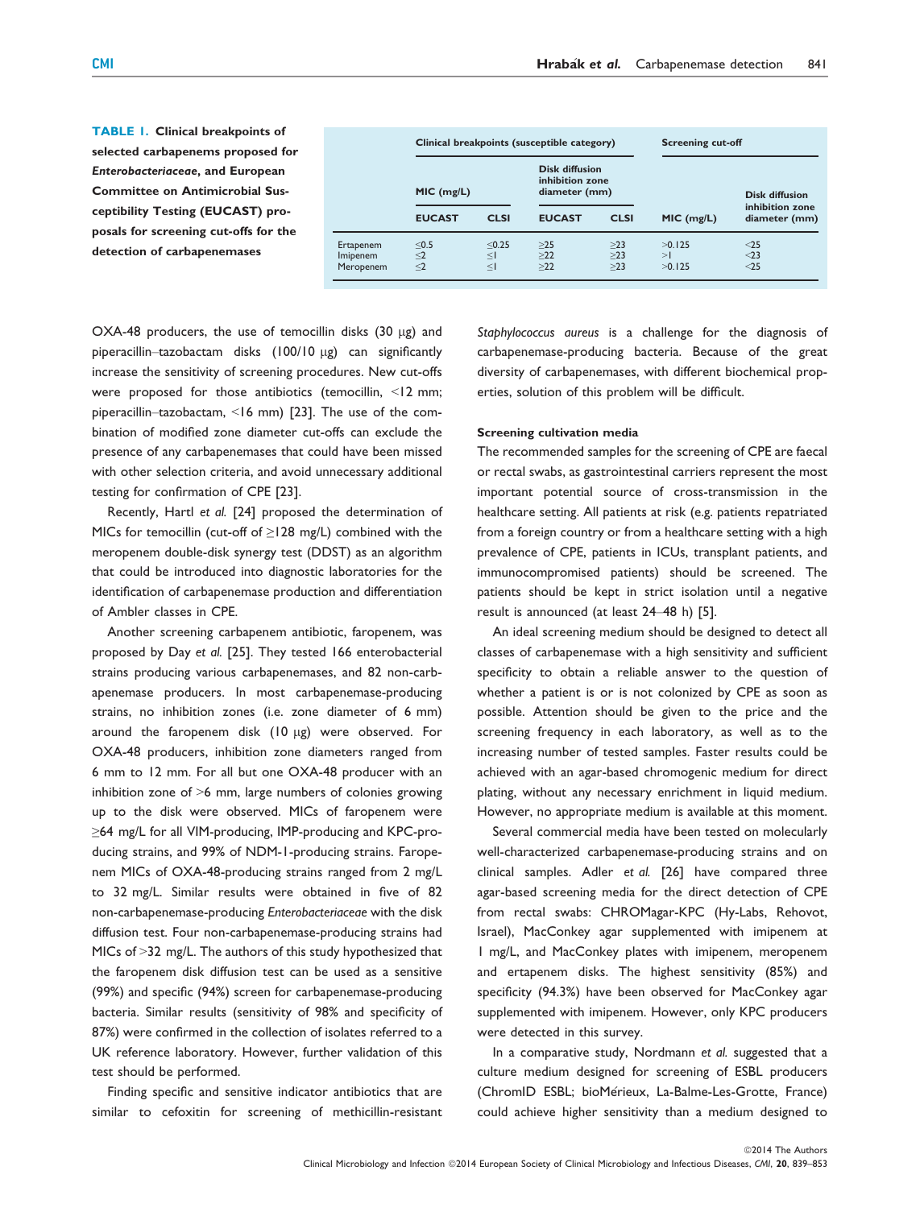**TABLE 1. Clinical breakpoints of selected carbapenems proposed for *Enterobacteriaceae*, and European Committee on Antimicrobial Susceptibility Testing (EUCAST) proposals for screening cut-offs for the detection of carbapenemases**

| | Clinical breakpoints (susceptible category) | | | | Screening cut-off | |
|---|---|---|---|---|---|---|
| | MIC (mg/L) | | Disk diffusion inhibition zone diameter (mm) | | | |
| | EUCAST | CLSI | EUCAST | CLSI | MIC (mg/L) | Disk diffusion inhibition zone diameter (mm) |
| Ertapenem | ≤0.5 | ≤0.25 | ≥25 | ≥23 | >0.125 | <25 |
| Imipenem | ≤2 | ≤1 | ≥22 | ≥23 | >1 | <23 |
| Meropenem | ≤2 | ≤1 | ≥22 | ≥23 | >0.125 | <25 |

OXA-48 producers, the use of temocillin disks (30 μg) and piperacillin–tazobactam disks (100/10 μg) can significantly increase the sensitivity of screening procedures. New cut-offs were proposed for those antibiotics (temocillin, <12 mm; piperacillin–tazobactam, <16 mm) [23]. The use of the combination of modified zone diameter cut-offs can exclude the presence of any carbapenemases that could have been missed with other selection criteria, and avoid unnecessary additional testing for confirmation of CPE [23].

Recently, Hartl *et al.* [24] proposed the determination of MICs for temocillin (cut-off of ≥128 mg/L) combined with the meropenem double-disk synergy test (DDST) as an algorithm that could be introduced into diagnostic laboratories for the identification of carbapenemase production and differentiation of Ambler classes in CPE.

Another screening carbapenem antibiotic, faropenem, was proposed by Day *et al.* [25]. They tested 166 enterobacterial strains producing various carbapenemases, and 82 non-carbapenemase producers. In most carbapenemase-producing strains, no inhibition zones (i.e. zone diameter of 6 mm) around the faropenem disk (10 μg) were observed. For OXA-48 producers, inhibition zone diameters ranged from 6 mm to 12 mm. For all but one OXA-48 producer with an inhibition zone of >6 mm, large numbers of colonies growing up to the disk were observed. MICs of faropenem were ≥64 mg/L for all VIM-producing, IMP-producing and KPC-producing strains, and 99% of NDM-1-producing strains. Faropenem MICs of OXA-48-producing strains ranged from 2 mg/L to 32 mg/L. Similar results were obtained in five of 82 non-carbapenemase-producing *Enterobacteriaceae* with the disk diffusion test. Four non-carbapenemase-producing strains had MICs of >32 mg/L. The authors of this study hypothesized that the faropenem disk diffusion test can be used as a sensitive (99%) and specific (94%) screen for carbapenemase-producing bacteria. Similar results (sensitivity of 98% and specificity of 87%) were confirmed in the collection of isolates referred to a UK reference laboratory. However, further validation of this test should be performed.

Finding specific and sensitive indicator antibiotics that are similar to cefoxitin for screening of methicillin-resistant *Staphylococcus aureus* is a challenge for the diagnosis of carbapenemase-producing bacteria. Because of the great diversity of carbapenemases, with different biochemical properties, solution of this problem will be difficult.

#### Screening cultivation media

The recommended samples for the screening of CPE are faecal or rectal swabs, as gastrointestinal carriers represent the most important potential source of cross-transmission in the healthcare setting. All patients at risk (e.g. patients repatriated from a foreign country or from a healthcare setting with a high prevalence of CPE, patients in ICUs, transplant patients, and immunocompromised patients) should be screened. The patients should be kept in strict isolation until a negative result is announced (at least 24–48 h) [5].

An ideal screening medium should be designed to detect all classes of carbapenemase with a high sensitivity and sufficient specificity to obtain a reliable answer to the question of whether a patient is or is not colonized by CPE as soon as possible. Attention should be given to the price and the screening frequency in each laboratory, as well as to the increasing number of tested samples. Faster results could be achieved with an agar-based chromogenic medium for direct plating, without any necessary enrichment in liquid medium. However, no appropriate medium is available at this moment.

Several commercial media have been tested on molecularly well-characterized carbapenemase-producing strains and on clinical samples. Adler *et al.* [26] have compared three agar-based screening media for the direct detection of CPE from rectal swabs: CHROMagar-KPC (Hy-Labs, Rehovot, Israel), MacConkey agar supplemented with imipenem at 1 mg/L, and MacConkey plates with imipenem, meropenem and ertapenem disks. The highest sensitivity (85%) and specificity (94.3%) have been observed for MacConkey agar supplemented with imipenem. However, only KPC producers were detected in this survey.

In a comparative study, Nordmann *et al.* suggested that a culture medium designed for screening of ESBL producers (ChromID ESBL; bioMérieux, La-Balme-Les-Grotte, France) could achieve higher sensitivity than a medium designed to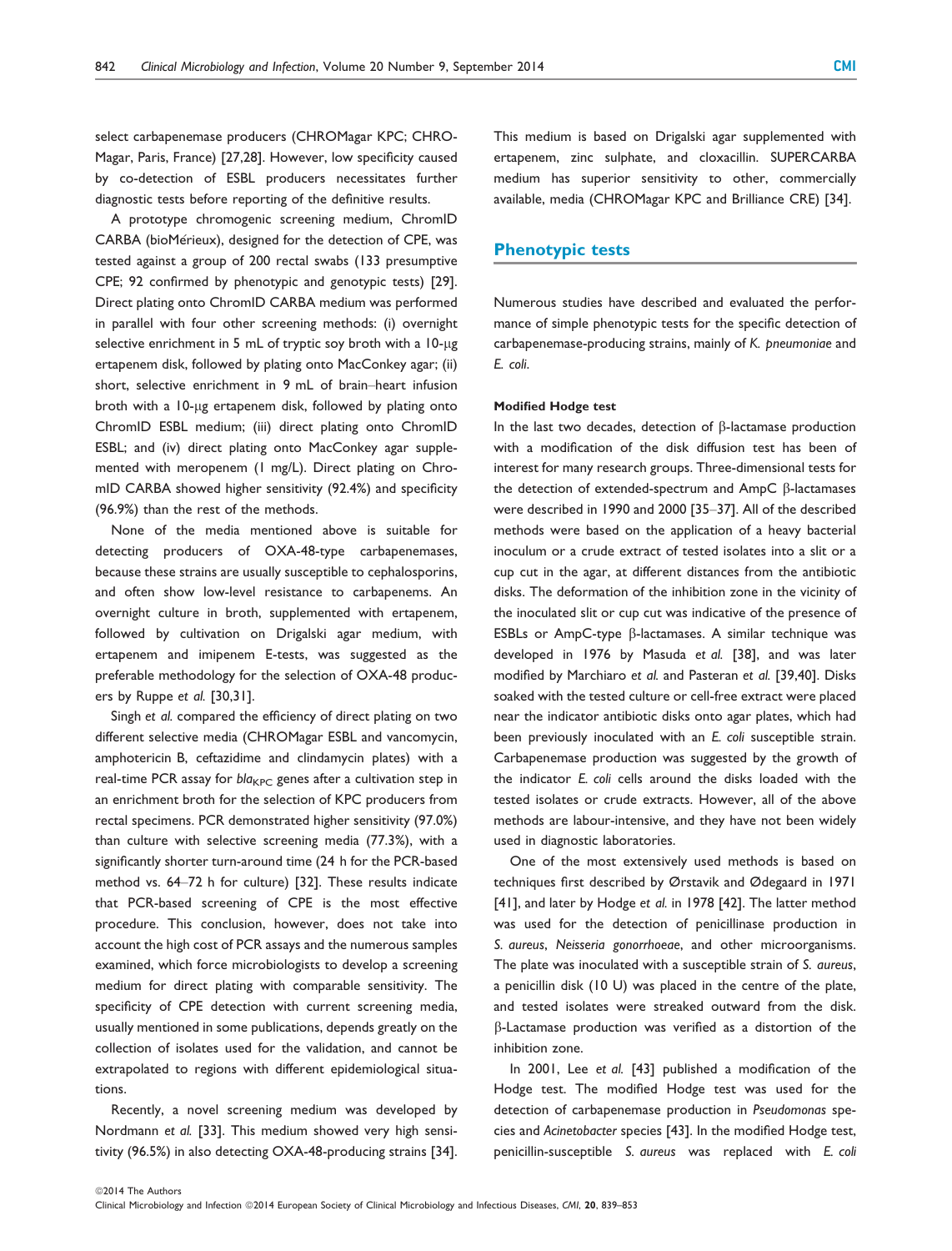select carbapenemase producers (CHROMagar KPC; CHROMagar, Paris, France) [27,28]. However, low specificity caused by co-detection of ESBL producers necessitates further diagnostic tests before reporting of the definitive results.

A prototype chromogenic screening medium, ChromID CARBA (bioMérieux), designed for the detection of CPE, was tested against a group of 200 rectal swabs (133 presumptive CPE; 92 confirmed by phenotypic and genotypic tests) [29]. Direct plating onto ChromID CARBA medium was performed in parallel with four other screening methods: (i) overnight selective enrichment in 5 mL of tryptic soy broth with a 10-μg ertapenem disk, followed by plating onto MacConkey agar; (ii) short, selective enrichment in 9 mL of brain–heart infusion broth with a 10-μg ertapenem disk, followed by plating onto ChromID ESBL medium; (iii) direct plating onto ChromID ESBL; and (iv) direct plating onto MacConkey agar supplemented with meropenem (1 mg/L). Direct plating on ChromID CARBA showed higher sensitivity (92.4%) and specificity (96.9%) than the rest of the methods.

None of the media mentioned above is suitable for detecting producers of OXA-48-type carbapenemases, because these strains are usually susceptible to cephalosporins, and often show low-level resistance to carbapenems. An overnight culture in broth, supplemented with ertapenem, followed by cultivation on Drigalski agar medium, with ertapenem and imipenem E-tests, was suggested as the preferable methodology for the selection of OXA-48 producers by Ruppe *et al.* [30,31].

Singh *et al.* compared the efficiency of direct plating on two different selective media (CHROMagar ESBL and vancomycin, amphotericin B, ceftazidime and clindamycin plates) with a real-time PCR assay for $bla_{KPC}$ genes after a cultivation step in an enrichment broth for the selection of KPC producers from rectal specimens. PCR demonstrated higher sensitivity (97.0%) than culture with selective screening media (77.3%), with a significantly shorter turn-around time (24 h for the PCR-based method vs. 64–72 h for culture) [32]. These results indicate that PCR-based screening of CPE is the most effective procedure. This conclusion, however, does not take into account the high cost of PCR assays and the numerous samples examined, which force microbiologists to develop a screening medium for direct plating with comparable sensitivity. The specificity of CPE detection with current screening media, usually mentioned in some publications, depends greatly on the collection of isolates used for the validation, and cannot be extrapolated to regions with different epidemiological situations.

Recently, a novel screening medium was developed by Nordmann *et al.* [33]. This medium showed very high sensitivity (96.5%) in also detecting OXA-48-producing strains [34]. This medium is based on Drigalski agar supplemented with ertapenem, zinc sulphate, and cloxacillin. SUPERCARBA medium has superior sensitivity to other, commercially available, media (CHROMagar KPC and Brilliance CRE) [34].

## Phenotypic tests

Numerous studies have described and evaluated the performance of simple phenotypic tests for the specific detection of carbapenemase-producing strains, mainly of *K. pneumoniae* and *E. coli*.

#### Modified Hodge test

In the last two decades, detection of β-lactamase production with a modification of the disk diffusion test has been of interest for many research groups. Three-dimensional tests for the detection of extended-spectrum and AmpC β-lactamases were described in 1990 and 2000 [35–37]. All of the described methods were based on the application of a heavy bacterial inoculum or a crude extract of tested isolates into a slit or a cup cut in the agar, at different distances from the antibiotic disks. The deformation of the inhibition zone in the vicinity of the inoculated slit or cup cut was indicative of the presence of ESBLs or AmpC-type β-lactamases. A similar technique was developed in 1976 by Masuda *et al.* [38], and was later modified by Marchiaro *et al.* and Pasteran *et al.* [39,40]. Disks soaked with the tested culture or cell-free extract were placed near the indicator antibiotic disks onto agar plates, which had been previously inoculated with an *E. coli* susceptible strain. Carbapenemase production was suggested by the growth of the indicator *E. coli* cells around the disks loaded with the tested isolates or crude extracts. However, all of the above methods are labour-intensive, and they have not been widely used in diagnostic laboratories.

One of the most extensively used methods is based on techniques first described by Ørstavik and Ødegaard in 1971 [41], and later by Hodge *et al.* in 1978 [42]. The latter method was used for the detection of penicillinase production in *S. aureus*, *Neisseria gonorrhoeae*, and other microorganisms. The plate was inoculated with a susceptible strain of *S. aureus*, a penicillin disk (10 U) was placed in the centre of the plate, and tested isolates were streaked outward from the disk. β-Lactamase production was verified as a distortion of the inhibition zone.

In 2001, Lee *et al.* [43] published a modification of the Hodge test. The modified Hodge test was used for the detection of carbapenemase production in *Pseudomonas* species and *Acinetobacter* species [43]. In the modified Hodge test, penicillin-susceptible *S. aureus* was replaced with *E. coli*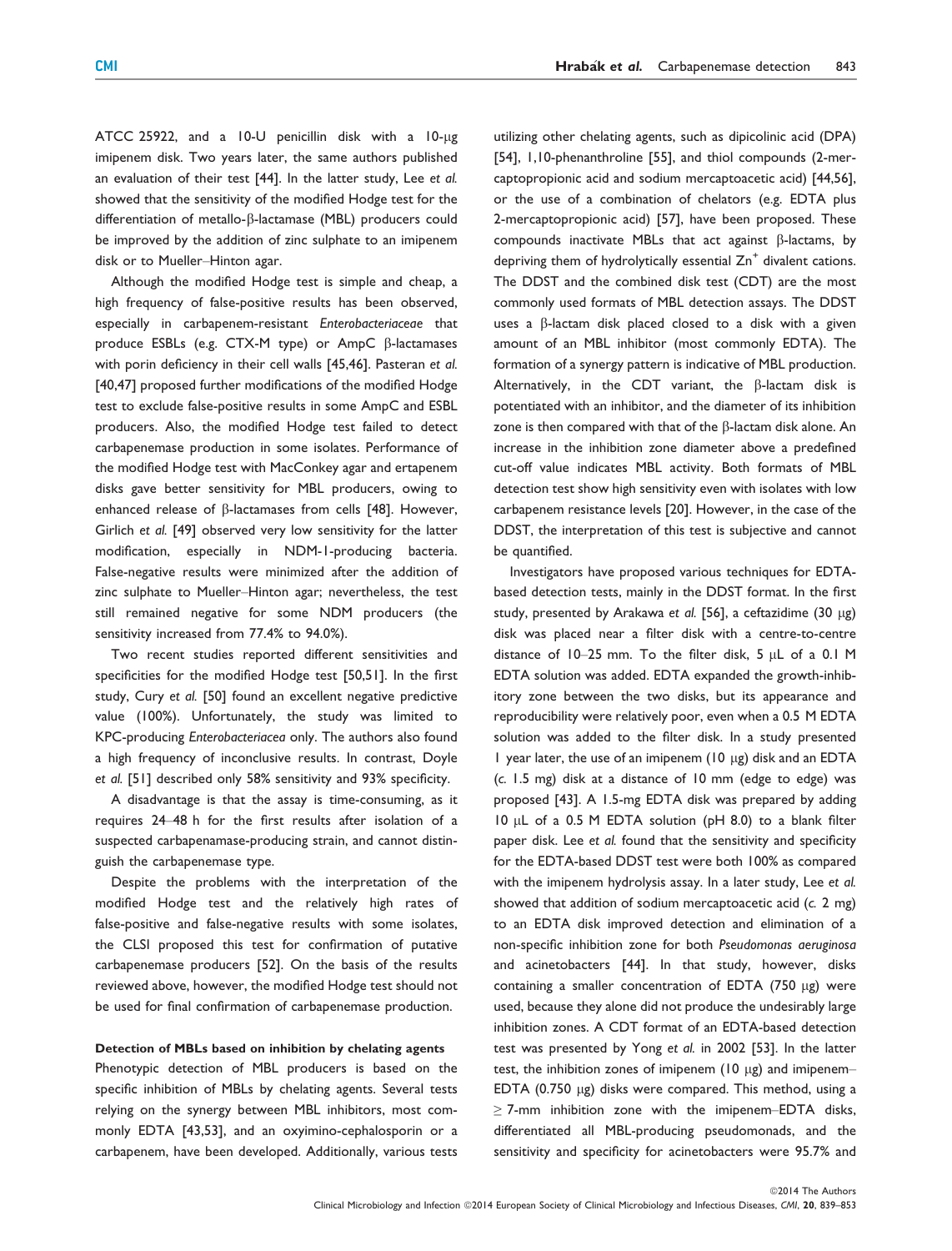ATCC 25922, and a 10-U penicillin disk with a 10-μg imipenem disk. Two years later, the same authors published an evaluation of their test [44]. In the latter study, Lee *et al.* showed that the sensitivity of the modified Hodge test for the differentiation of metallo-β-lactamase (MBL) producers could be improved by the addition of zinc sulphate to an imipenem disk or to Mueller–Hinton agar.

Although the modified Hodge test is simple and cheap, a high frequency of false-positive results has been observed, especially in carbapenem-resistant *Enterobacteriaceae* that produce ESBLs (e.g. CTX-M type) or AmpC β-lactamases with porin deficiency in their cell walls [45,46]. Pasteran *et al.* [40,47] proposed further modifications of the modified Hodge test to exclude false-positive results in some AmpC and ESBL producers. Also, the modified Hodge test failed to detect carbapenemase production in some isolates. Performance of the modified Hodge test with MacConkey agar and ertapenem disks gave better sensitivity for MBL producers, owing to enhanced release of β-lactamases from cells [48]. However, Girlich *et al.* [49] observed very low sensitivity for the latter modification, especially in NDM-1-producing bacteria. False-negative results were minimized after the addition of zinc sulphate to Mueller–Hinton agar; nevertheless, the test still remained negative for some NDM producers (the sensitivity increased from 77.4% to 94.0%).

Two recent studies reported different sensitivities and specificities for the modified Hodge test [50,51]. In the first study, Cury *et al.* [50] found an excellent negative predictive value (100%). Unfortunately, the study was limited to KPC-producing *Enterobacteriacea* only. The authors also found a high frequency of inconclusive results. In contrast, Doyle *et al.* [51] described only 58% sensitivity and 93% specificity.

A disadvantage is that the assay is time-consuming, as it requires 24–48 h for the first results after isolation of a suspected carbapenamase-producing strain, and cannot distinguish the carbapenemase type.

Despite the problems with the interpretation of the modified Hodge test and the relatively high rates of false-positive and false-negative results with some isolates, the CLSI proposed this test for confirmation of putative carbapenemase producers [52]. On the basis of the results reviewed above, however, the modified Hodge test should not be used for final confirmation of carbapenemase production.

#### Detection of MBLs based on inhibition by chelating agents

Phenotypic detection of MBL producers is based on the specific inhibition of MBLs by chelating agents. Several tests relying on the synergy between MBL inhibitors, most commonly EDTA [43,53], and an oxyimino-cephalosporin or a carbapenem, have been developed. Additionally, various tests utilizing other chelating agents, such as dipicolinic acid (DPA) [54], 1,10-phenanthroline [55], and thiol compounds (2-mercaptopropionic acid and sodium mercaptoacetic acid) [44,56], or the use of a combination of chelators (e.g. EDTA plus 2-mercaptopropionic acid) [57], have been proposed. These compounds inactivate MBLs that act against β-lactams, by depriving them of hydrolytically essential $Zn^{+}$ divalent cations. The DDST and the combined disk test (CDT) are the most commonly used formats of MBL detection assays. The DDST uses a β-lactam disk placed closed to a disk with a given amount of an MBL inhibitor (most commonly EDTA). The formation of a synergy pattern is indicative of MBL production. Alternatively, in the CDT variant, the β-lactam disk is potentiated with an inhibitor, and the diameter of its inhibition zone is then compared with that of the β-lactam disk alone. An increase in the inhibition zone diameter above a predefined cut-off value indicates MBL activity. Both formats of MBL detection test show high sensitivity even with isolates with low carbapenem resistance levels [20]. However, in the case of the DDST, the interpretation of this test is subjective and cannot be quantified.

Investigators have proposed various techniques for EDTA-based detection tests, mainly in the DDST format. In the first study, presented by Arakawa *et al.* [56], a ceftazidime (30 μg) disk was placed near a filter disk with a centre-to-centre distance of 10–25 mm. To the filter disk, 5 μL of a 0.1 M EDTA solution was added. EDTA expanded the growth-inhibitory zone between the two disks, but its appearance and reproducibility were relatively poor, even when a 0.5 M EDTA solution was added to the filter disk. In a study presented 1 year later, the use of an imipenem (10 μg) disk and an EDTA (*c.* 1.5 mg) disk at a distance of 10 mm (edge to edge) was proposed [43]. A 1.5-mg EDTA disk was prepared by adding 10 μL of a 0.5 M EDTA solution (pH 8.0) to a blank filter paper disk. Lee *et al.* found that the sensitivity and specificity for the EDTA-based DDST test were both 100% as compared with the imipenem hydrolysis assay. In a later study, Lee *et al.* showed that addition of sodium mercaptoacetic acid (*c.* 2 mg) to an EDTA disk improved detection and elimination of a non-specific inhibition zone for both *Pseudomonas aeruginosa* and acinetobacters [44]. In that study, however, disks containing a smaller concentration of EDTA (750 μg) were used, because they alone did not produce the undesirably large inhibition zones. A CDT format of an EDTA-based detection test was presented by Yong *et al.* in 2002 [53]. In the latter test, the inhibition zones of imipenem (10 μg) and imipenem–EDTA (0.750 μg) disks were compared. This method, using a ≥ 7-mm inhibition zone with the imipenem–EDTA disks, differentiated all MBL-producing pseudomonads, and the sensitivity and specificity for acinetobacters were 95.7% and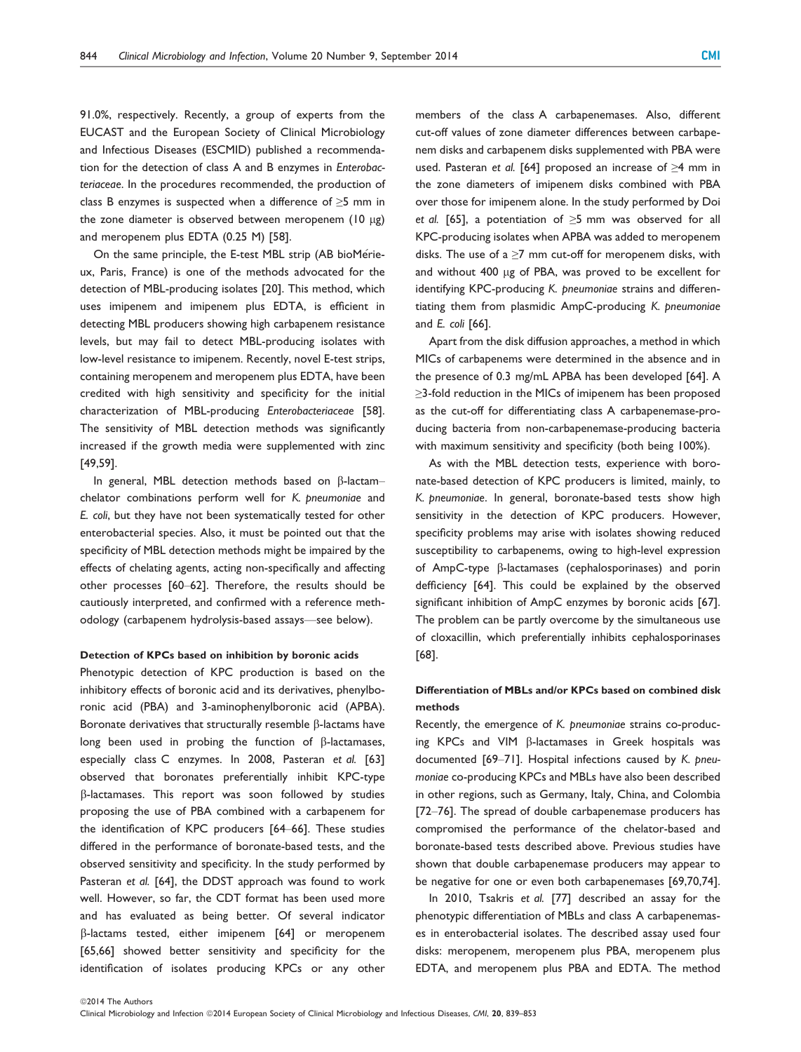91.0%, respectively. Recently, a group of experts from the EUCAST and the European Society of Clinical Microbiology and Infectious Diseases (ESCMID) published a recommendation for the detection of class A and B enzymes in *Enterobacteriaceae*. In the procedures recommended, the production of class B enzymes is suspected when a difference of ≥5 mm in the zone diameter is observed between meropenem (10 μg) and meropenem plus EDTA (0.25 M) [58].

On the same principle, the E-test MBL strip (AB bioMérieux, Paris, France) is one of the methods advocated for the detection of MBL-producing isolates [20]. This method, which uses imipenem and imipenem plus EDTA, is efficient in detecting MBL producers showing high carbapenem resistance levels, but may fail to detect MBL-producing isolates with low-level resistance to imipenem. Recently, novel E-test strips, containing meropenem and meropenem plus EDTA, have been credited with high sensitivity and specificity for the initial characterization of MBL-producing *Enterobacteriaceae* [58]. The sensitivity of MBL detection methods was significantly increased if the growth media were supplemented with zinc [49,59].

In general, MBL detection methods based on β-lactam–chelator combinations perform well for *K. pneumoniae* and *E. coli*, but they have not been systematically tested for other enterobacterial species. Also, it must be pointed out that the specificity of MBL detection methods might be impaired by the effects of chelating agents, acting non-specifically and affecting other processes [60–62]. Therefore, the results should be cautiously interpreted, and confirmed with a reference methodology (carbapenem hydrolysis-based assays—see below).

#### Detection of KPCs based on inhibition by boronic acids

Phenotypic detection of KPC production is based on the inhibitory effects of boronic acid and its derivatives, phenylboronic acid (PBA) and 3-aminophenylboronic acid (APBA). Boronate derivatives that structurally resemble β-lactams have long been used in probing the function of β-lactamases, especially class C enzymes. In 2008, Pasteran *et al.* [63] observed that boronates preferentially inhibit KPC-type β-lactamases. This report was soon followed by studies proposing the use of PBA combined with a carbapenem for the identification of KPC producers [64–66]. These studies differed in the performance of boronate-based tests, and the observed sensitivity and specificity. In the study performed by Pasteran *et al.* [64], the DDST approach was found to work well. However, so far, the CDT format has been used more and has evaluated as being better. Of several indicator β-lactams tested, either imipenem [64] or meropenem [65,66] showed better sensitivity and specificity for the identification of isolates producing KPCs or any other members of the class A carbapenemases. Also, different cut-off values of zone diameter differences between carbapenem disks and carbapenem disks supplemented with PBA were used. Pasteran *et al.* [64] proposed an increase of ≥4 mm in the zone diameters of imipenem disks combined with PBA over those for imipenem alone. In the study performed by Doi *et al.* [65], a potentiation of ≥5 mm was observed for all KPC-producing isolates when APBA was added to meropenem disks. The use of a ≥7 mm cut-off for meropenem disks, with and without 400 μg of PBA, was proved to be excellent for identifying KPC-producing *K. pneumoniae* strains and differentiating them from plasmidic AmpC-producing *K. pneumoniae* and *E. coli* [66].

Apart from the disk diffusion approaches, a method in which MICs of carbapenems were determined in the absence and in the presence of 0.3 mg/mL APBA has been developed [64]. A ≥3-fold reduction in the MICs of imipenem has been proposed as the cut-off for differentiating class A carbapenemase-producing bacteria from non-carbapenemase-producing bacteria with maximum sensitivity and specificity (both being 100%).

As with the MBL detection tests, experience with boronate-based detection of KPC producers is limited, mainly, to *K. pneumoniae*. In general, boronate-based tests show high sensitivity in the detection of KPC producers. However, specificity problems may arise with isolates showing reduced susceptibility to carbapenems, owing to high-level expression of AmpC-type β-lactamases (cephalosporinases) and porin defficiency [64]. This could be explained by the observed significant inhibition of AmpC enzymes by boronic acids [67]. The problem can be partly overcome by the simultaneous use of cloxacillin, which preferentially inhibits cephalosporinases [68].

#### Differentiation of MBLs and/or KPCs based on combined disk methods

Recently, the emergence of *K. pneumoniae* strains co-producing KPCs and VIM β-lactamases in Greek hospitals was documented [69–71]. Hospital infections caused by *K. pneumoniae* co-producing KPCs and MBLs have also been described in other regions, such as Germany, Italy, China, and Colombia [72–76]. The spread of double carbapenemase producers has compromised the performance of the chelator-based and boronate-based tests described above. Previous studies have shown that double carbapenemase producers may appear to be negative for one or even both carbapenemases [69,70,74].

In 2010, Tsakris *et al.* [77] described an assay for the phenotypic differentiation of MBLs and class A carbapenemases in enterobacterial isolates. The described assay used four disks: meropenem, meropenem plus PBA, meropenem plus EDTA, and meropenem plus PBA and EDTA. The method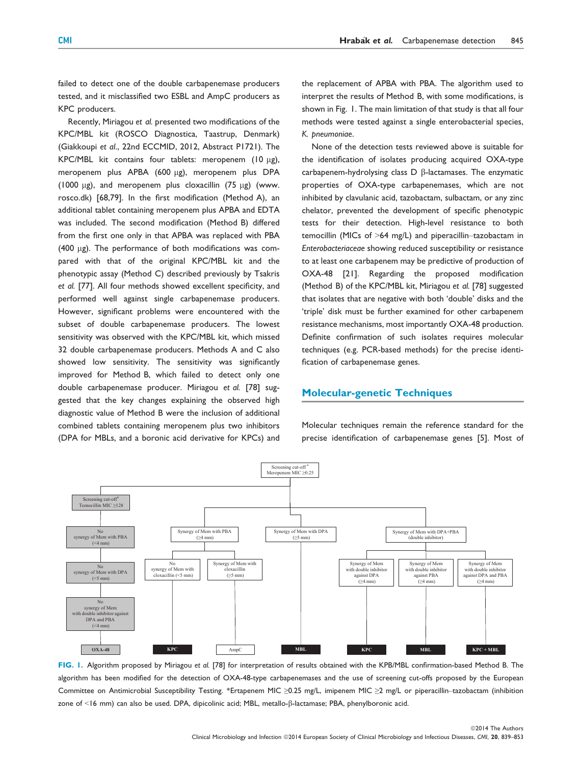failed to detect one of the double carbapenemase producers tested, and it misclassified two ESBL and AmpC producers as KPC producers.

Recently, Miriagou *et al.* presented two modifications of the KPC/MBL kit (ROSCO Diagnostica, Taastrup, Denmark) (Giakkoupi *et al.*, 22nd ECCMID, 2012, Abstract P1721). The KPC/MBL kit contains four tablets: meropenem (10 μg), meropenem plus APBA (600 μg), meropenem plus DPA (1000 μg), and meropenem plus cloxacillin (75 μg) (www.rosco.dk) [68,79]. In the first modification (Method A), an additional tablet containing meropenem plus APBA and EDTA was included. The second modification (Method B) differed from the first one only in that APBA was replaced with PBA (400 μg). The performance of both modifications was compared with that of the original KPC/MBL kit and the phenotypic assay (Method C) described previously by Tsakris *et al.* [77]. All four methods showed excellent specificity, and performed well against single carbapenemase producers. However, significant problems were encountered with the subset of double carbapenemase producers. The lowest sensitivity was observed with the KPC/MBL kit, which missed 32 double carbapenemase producers. Methods A and C also showed low sensitivity. The sensitivity was significantly improved for Method B, which failed to detect only one double carbapenemase producer. Miriagou *et al.* [78] suggested that the key changes explaining the observed high diagnostic value of Method B were the inclusion of additional combined tablets containing meropenem plus two inhibitors (DPA for MBLs, and a boronic acid derivative for KPCs) and the replacement of APBA with PBA. The algorithm used to interpret the results of Method B, with some modifications, is shown in Fig. 1. The main limitation of that study is that all four methods were tested against a single enterobacterial species, *K. pneumoniae*.

None of the detection tests reviewed above is suitable for the identification of isolates producing acquired OXA-type carbapenem-hydrolysing class D β-lactamases. The enzymatic properties of OXA-type carbapenemases, which are not inhibited by clavulanic acid, tazobactam, sulbactam, or any zinc chelator, prevented the development of specific phenotypic tests for their detection. High-level resistance to both temocillin (MICs of >64 mg/L) and piperacillin–tazobactam in *Enterobacteriaceae* showing reduced susceptibility or resistance to at least one carbapenem may be predictive of production of OXA-48 [21]. Regarding the proposed modification (Method B) of the KPC/MBL kit, Miriagou *et al.* [78] suggested that isolates that are negative with both 'double' disks and the 'triple' disk must be further examined for other carbapenem resistance mechanisms, most importantly OXA-48 production. Definite confirmation of such isolates requires molecular techniques (e.g. PCR-based methods) for the precise identification of carbapenemase genes.

## Molecular-genetic Techniques

Molecular techniques remain the reference standard for the precise identification of carbapenemase genes [5]. Most of

FIG. 1. Algorithm proposed by Miriagou *et al.* [78] for interpretation of results obtained with the KPB/MBL confirmation-based Method B. The algorithm has been modified for the detection of OXA-48-type carbapenemases and the use of screening cut-offs proposed by the European Committee on Antimicrobial Susceptibility Testing. *Ertapenem MIC ≥0.25 mg/L, imipenem MIC ≥2 mg/L or piperacillin–tazobactam (inhibition zone of <16 mm) can also be used. DPA, dipicolinic acid; MBL, metallo-β-lactamase; PBA, phenylboronic acid.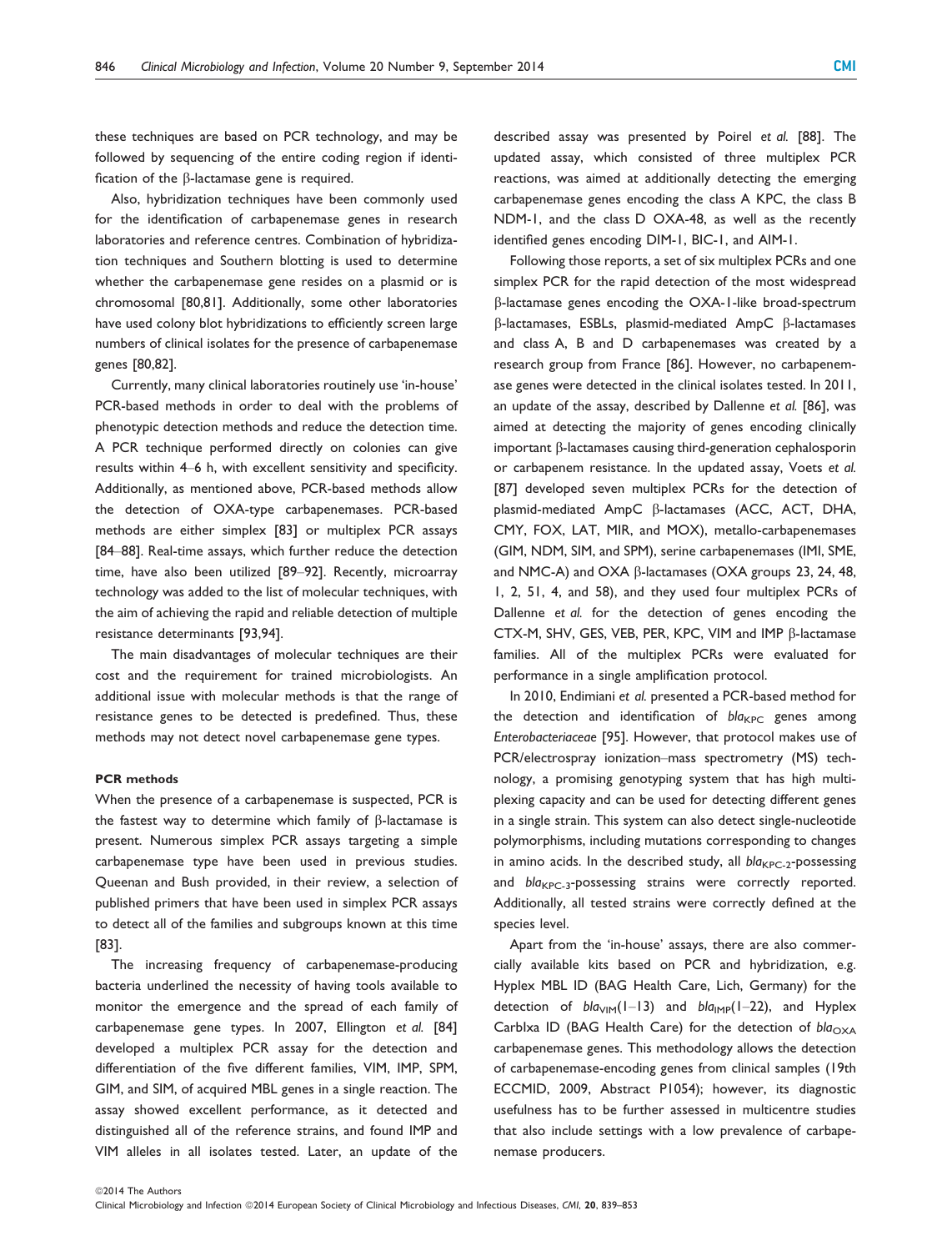these techniques are based on PCR technology, and may be followed by sequencing of the entire coding region if identification of the β-lactamase gene is required.

Also, hybridization techniques have been commonly used for the identification of carbapenemase genes in research laboratories and reference centres. Combination of hybridization techniques and Southern blotting is used to determine whether the carbapenemase gene resides on a plasmid or is chromosomal [80,81]. Additionally, some other laboratories have used colony blot hybridizations to efficiently screen large numbers of clinical isolates for the presence of carbapenemase genes [80,82].

Currently, many clinical laboratories routinely use 'in-house' PCR-based methods in order to deal with the problems of phenotypic detection methods and reduce the detection time. A PCR technique performed directly on colonies can give results within 4–6 h, with excellent sensitivity and specificity. Additionally, as mentioned above, PCR-based methods allow the detection of OXA-type carbapenemases. PCR-based methods are either simplex [83] or multiplex PCR assays [84–88]. Real-time assays, which further reduce the detection time, have also been utilized [89–92]. Recently, microarray technology was added to the list of molecular techniques, with the aim of achieving the rapid and reliable detection of multiple resistance determinants [93,94].

The main disadvantages of molecular techniques are their cost and the requirement for trained microbiologists. An additional issue with molecular methods is that the range of resistance genes to be detected is predefined. Thus, these methods may not detect novel carbapenemase gene types.

#### PCR methods

When the presence of a carbapenemase is suspected, PCR is the fastest way to determine which family of β-lactamase is present. Numerous simplex PCR assays targeting a simple carbapenemase type have been used in previous studies. Queenan and Bush provided, in their review, a selection of published primers that have been used in simplex PCR assays to detect all of the families and subgroups known at this time [83].

The increasing frequency of carbapenemase-producing bacteria underlined the necessity of having tools available to monitor the emergence and the spread of each family of carbapenemase gene types. In 2007, Ellington *et al.* [84] developed a multiplex PCR assay for the detection and differentiation of the five different families, VIM, IMP, SPM, GIM, and SIM, of acquired MBL genes in a single reaction. The assay showed excellent performance, as it detected and distinguished all of the reference strains, and found IMP and VIM alleles in all isolates tested. Later, an update of the described assay was presented by Poirel *et al.* [88]. The updated assay, which consisted of three multiplex PCR reactions, was aimed at additionally detecting the emerging carbapenemase genes encoding the class A KPC, the class B NDM-1, and the class D OXA-48, as well as the recently identified genes encoding DIM-1, BIC-1, and AIM-1.

Following those reports, a set of six multiplex PCRs and one simplex PCR for the rapid detection of the most widespread β-lactamase genes encoding the OXA-1-like broad-spectrum β-lactamases, ESBLs, plasmid-mediated AmpC β-lactamases and class A, B and D carbapenemases was created by a research group from France [86]. However, no carbapenemase genes were detected in the clinical isolates tested. In 2011, an update of the assay, described by Dallenne *et al.* [86], was aimed at detecting the majority of genes encoding clinically important β-lactamases causing third-generation cephalosporin or carbapenem resistance. In the updated assay, Voets *et al.* [87] developed seven multiplex PCRs for the detection of plasmid-mediated AmpC β-lactamases (ACC, ACT, DHA, CMY, FOX, LAT, MIR, and MOX), metallo-carbapenemases (GIM, NDM, SIM, and SPM), serine carbapenemases (IMI, SME, and NMC-A) and OXA β-lactamases (OXA groups 23, 24, 48, 1, 2, 51, 4, and 58), and they used four multiplex PCRs of Dallenne *et al.* for the detection of genes encoding the CTX-M, SHV, GES, VEB, PER, KPC, VIM and IMP β-lactamase families. All of the multiplex PCRs were evaluated for performance in a single amplification protocol.

In 2010, Endimiani *et al.* presented a PCR-based method for the detection and identification of $bla_{KPC}$ genes among *Enterobacteriaceae* [95]. However, that protocol makes use of PCR/electrospray ionization–mass spectrometry (MS) technology, a promising genotyping system that has high multiplexing capacity and can be used for detecting different genes in a single strain. This system can also detect single-nucleotide polymorphisms, including mutations corresponding to changes in amino acids. In the described study, all $bla_{KPC-2}$-possessing and $bla_{KPC-3}$-possessing strains were correctly reported. Additionally, all tested strains were correctly defined at the species level.

Apart from the 'in-house' assays, there are also commercially available kits based on PCR and hybridization, e.g. Hyplex MBL ID (BAG Health Care, Lich, Germany) for the detection of $bla_{VIM}$(1–13) and $bla_{IMP}$(1–22), and Hyplex CarbIxa ID (BAG Health Care) for the detection of $bla_{OXA}$ carbapenemase genes. This methodology allows the detection of carbapenemase-encoding genes from clinical samples (19th ECCMID, 2009, Abstract P1054); however, its diagnostic usefulness has to be further assessed in multicentre studies that also include settings with a low prevalence of carbapenemase producers.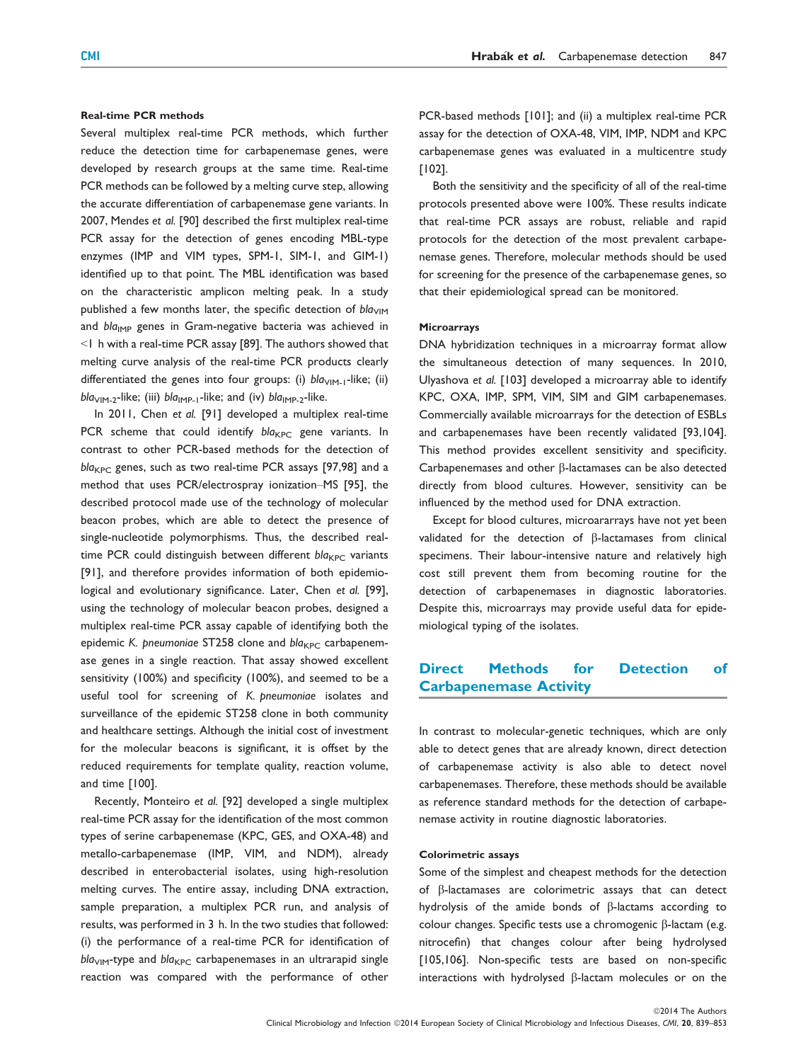#### Real-time PCR methods

Several multiplex real-time PCR methods, which further reduce the detection time for carbapenemase genes, were developed by research groups at the same time. Real-time PCR methods can be followed by a melting curve step, allowing the accurate differentiation of carbapenemase gene variants. In 2007, Mendes *et al.* [90] described the first multiplex real-time PCR assay for the detection of genes encoding MBL-type enzymes (IMP and VIM types, SPM-1, SIM-1, and GIM-1) identified up to that point. The MBL identification was based on the characteristic amplicon melting peak. In a study published a few months later, the specific detection of $bla_{VIM}$ and $bla_{IMP}$ genes in Gram-negative bacteria was achieved in <1 h with a real-time PCR assay [89]. The authors showed that melting curve analysis of the real-time PCR products clearly differentiated the genes into four groups: (i) $bla_{VIM-1}$-like; (ii) $bla_{VIM-2}$-like; (iii) $bla_{IMP-1}$-like; and (iv) $bla_{IMP-2}$-like.

In 2011, Chen *et al.* [91] developed a multiplex real-time PCR scheme that could identify $bla_{KPC}$ gene variants. In contrast to other PCR-based methods for the detection of $bla_{KPC}$ genes, such as two real-time PCR assays [97,98] and a method that uses PCR/electrospray ionization–MS [95], the described protocol made use of the technology of molecular beacon probes, which are able to detect the presence of single-nucleotide polymorphisms. Thus, the described real-time PCR could distinguish between different $bla_{KPC}$ variants [91], and therefore provides information of both epidemiological and evolutionary significance. Later, Chen *et al.* [99], using the technology of molecular beacon probes, designed a multiplex real-time PCR assay capable of identifying both the epidemic *K. pneumoniae* ST258 clone and $bla_{KPC}$ carbapenemase genes in a single reaction. That assay showed excellent sensitivity (100%) and specificity (100%), and seemed to be a useful tool for screening of *K. pneumoniae* isolates and surveillance of the epidemic ST258 clone in both community and healthcare settings. Although the initial cost of investment for the molecular beacons is significant, it is offset by the reduced requirements for template quality, reaction volume, and time [100].

Recently, Monteiro *et al.* [92] developed a single multiplex real-time PCR assay for the identification of the most common types of serine carbapenemase (KPC, GES, and OXA-48) and metallo-carbapenemase (IMP, VIM, and NDM), already described in enterobacterial isolates, using high-resolution melting curves. The entire assay, including DNA extraction, sample preparation, a multiplex PCR run, and analysis of results, was performed in 3 h. In the two studies that followed: (i) the performance of a real-time PCR for identification of $bla_{VIM}$-type and $bla_{KPC}$ carbapenemases in an ultrarapid single reaction was compared with the performance of other PCR-based methods [101]; and (ii) a multiplex real-time PCR assay for the detection of OXA-48, VIM, IMP, NDM and KPC carbapenemase genes was evaluated in a multicentre study [102].

Both the sensitivity and the specificity of all of the real-time protocols presented above were 100%. These results indicate that real-time PCR assays are robust, reliable and rapid protocols for the detection of the most prevalent carbapenemase genes. Therefore, molecular methods should be used for screening for the presence of the carbapenemase genes, so that their epidemiological spread can be monitored.

#### Microarrays

DNA hybridization techniques in a microarray format allow the simultaneous detection of many sequences. In 2010, Ulyashova *et al.* [103] developed a microarray able to identify KPC, OXA, IMP, SPM, VIM, SIM and GIM carbapenemases. Commercially available microarrays for the detection of ESBLs and carbapenemases have been recently validated [93,104]. This method provides excellent sensitivity and specificity. Carbapenemases and other β-lactamases can be also detected directly from blood cultures. However, sensitivity can be influenced by the method used for DNA extraction.

Except for blood cultures, microararrays have not yet been validated for the detection of β-lactamases from clinical specimens. Their labour-intensive nature and relatively high cost still prevent them from becoming routine for the detection of carbapenemases in diagnostic laboratories. Despite this, microarrays may provide useful data for epidemiological typing of the isolates.

## Direct Methods for Detection of Carbapenemase Activity

In contrast to molecular-genetic techniques, which are only able to detect genes that are already known, direct detection of carbapenemase activity is also able to detect novel carbapenemases. Therefore, these methods should be available as reference standard methods for the detection of carbapenemase activity in routine diagnostic laboratories.

#### Colorimetric assays

Some of the simplest and cheapest methods for the detection of β-lactamases are colorimetric assays that can detect hydrolysis of the amide bonds of β-lactams according to colour changes. Specific tests use a chromogenic β-lactam (e.g. nitrocefin) that changes colour after being hydrolysed [105,106]. Non-specific tests are based on non-specific interactions with hydrolysed β-lactam molecules or on the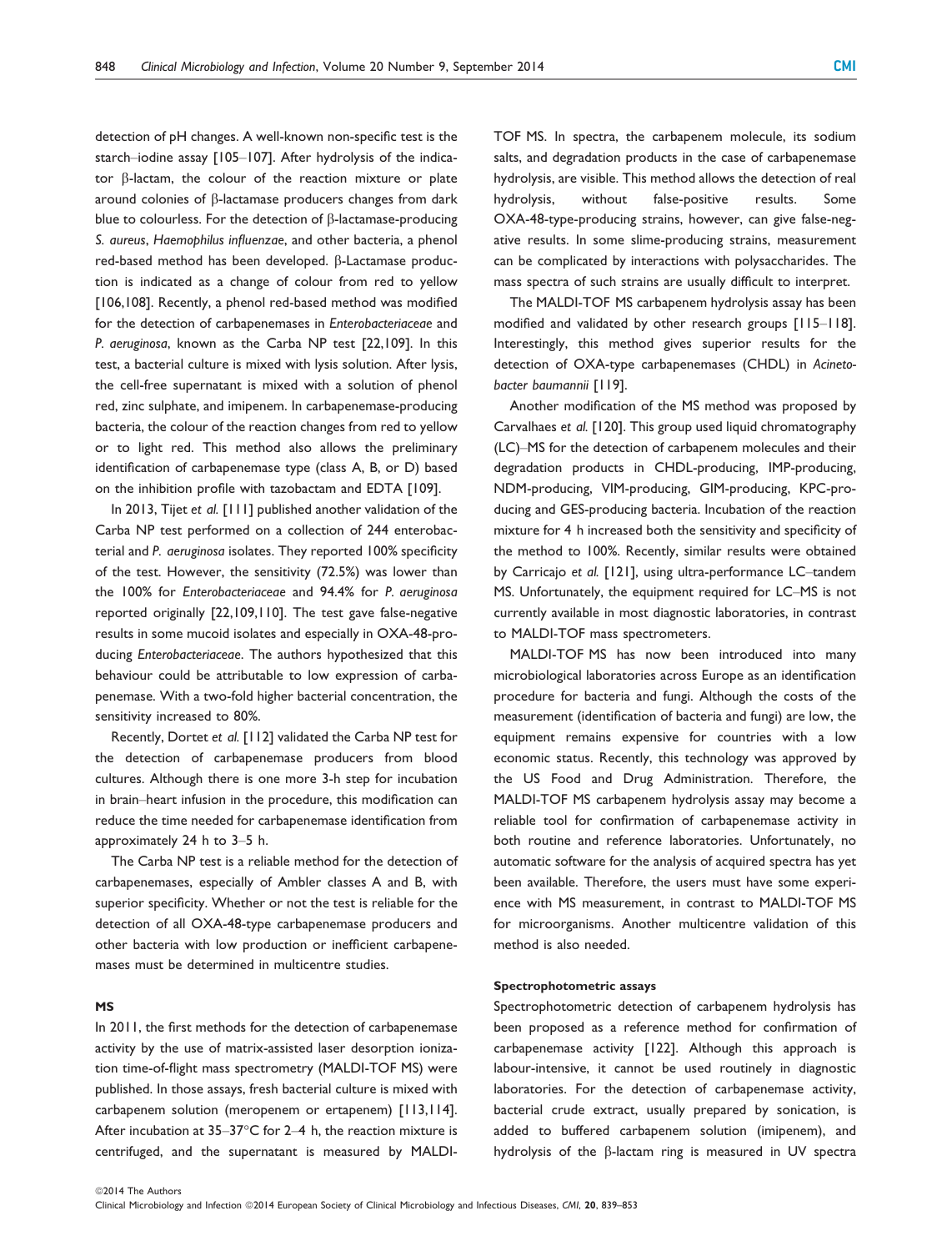detection of pH changes. A well-known non-specific test is the starch–iodine assay [105–107]. After hydrolysis of the indicator β-lactam, the colour of the reaction mixture or plate around colonies of β-lactamase producers changes from dark blue to colourless. For the detection of β-lactamase-producing *S. aureus*, *Haemophilus influenzae*, and other bacteria, a phenol red-based method has been developed. β-Lactamase production is indicated as a change of colour from red to yellow [106,108]. Recently, a phenol red-based method was modified for the detection of carbapenemases in *Enterobacteriaceae* and *P. aeruginosa*, known as the Carba NP test [22,109]. In this test, a bacterial culture is mixed with lysis solution. After lysis, the cell-free supernatant is mixed with a solution of phenol red, zinc sulphate, and imipenem. In carbapenemase-producing bacteria, the colour of the reaction changes from red to yellow or to light red. This method also allows the preliminary identification of carbapenemase type (class A, B, or D) based on the inhibition profile with tazobactam and EDTA [109].

In 2013, Tijet *et al.* [111] published another validation of the Carba NP test performed on a collection of 244 enterobacterial and *P. aeruginosa* isolates. They reported 100% specificity of the test. However, the sensitivity (72.5%) was lower than the 100% for *Enterobacteriaceae* and 94.4% for *P. aeruginosa* reported originally [22,109,110]. The test gave false-negative results in some mucoid isolates and especially in OXA-48-producing *Enterobacteriaceae*. The authors hypothesized that this behaviour could be attributable to low expression of carbapenemase. With a two-fold higher bacterial concentration, the sensitivity increased to 80%.

Recently, Dortet *et al.* [112] validated the Carba NP test for the detection of carbapenemase producers from blood cultures. Although there is one more 3-h step for incubation in brain–heart infusion in the procedure, this modification can reduce the time needed for carbapenemase identification from approximately 24 h to 3–5 h.

The Carba NP test is a reliable method for the detection of carbapenemases, especially of Ambler classes A and B, with superior specificity. Whether or not the test is reliable for the detection of all OXA-48-type carbapenemase producers and other bacteria with low production or inefficient carbapenemases must be determined in multicentre studies.

#### MS

In 2011, the first methods for the detection of carbapenemase activity by the use of matrix-assisted laser desorption ionization time-of-flight mass spectrometry (MALDI-TOF MS) were published. In those assays, fresh bacterial culture is mixed with carbapenem solution (meropenem or ertapenem) [113,114]. After incubation at 35–37°C for 2–4 h, the reaction mixture is centrifuged, and the supernatant is measured by MALDI-TOF MS. In spectra, the carbapenem molecule, its sodium salts, and degradation products in the case of carbapenemase hydrolysis, are visible. This method allows the detection of real hydrolysis, without false-positive results. Some OXA-48-type-producing strains, however, can give false-negative results. In some slime-producing strains, measurement can be complicated by interactions with polysaccharides. The mass spectra of such strains are usually difficult to interpret.

The MALDI-TOF MS carbapenem hydrolysis assay has been modified and validated by other research groups [115–118]. Interestingly, this method gives superior results for the detection of OXA-type carbapenemases (CHDL) in *Acinetobacter baumannii* [119].

Another modification of the MS method was proposed by Carvalhaes *et al.* [120]. This group used liquid chromatography (LC)–MS for the detection of carbapenem molecules and their degradation products in CHDL-producing, IMP-producing, NDM-producing, VIM-producing, GIM-producing, KPC-producing and GES-producing bacteria. Incubation of the reaction mixture for 4 h increased both the sensitivity and specificity of the method to 100%. Recently, similar results were obtained by Carricajo *et al.* [121], using ultra-performance LC–tandem MS. Unfortunately, the equipment required for LC–MS is not currently available in most diagnostic laboratories, in contrast to MALDI-TOF mass spectrometers.

MALDI-TOF MS has now been introduced into many microbiological laboratories across Europe as an identification procedure for bacteria and fungi. Although the costs of the measurement (identification of bacteria and fungi) are low, the equipment remains expensive for countries with a low economic status. Recently, this technology was approved by the US Food and Drug Administration. Therefore, the MALDI-TOF MS carbapenem hydrolysis assay may become a reliable tool for confirmation of carbapenemase activity in both routine and reference laboratories. Unfortunately, no automatic software for the analysis of acquired spectra has yet been available. Therefore, the users must have some experience with MS measurement, in contrast to MALDI-TOF MS for microorganisms. Another multicentre validation of this method is also needed.

#### Spectrophotometric assays

Spectrophotometric detection of carbapenem hydrolysis has been proposed as a reference method for confirmation of carbapenemase activity [122]. Although this approach is labour-intensive, it cannot be used routinely in diagnostic laboratories. For the detection of carbapenemase activity, bacterial crude extract, usually prepared by sonication, is added to buffered carbapenem solution (imipenem), and hydrolysis of the β-lactam ring is measured in UV spectra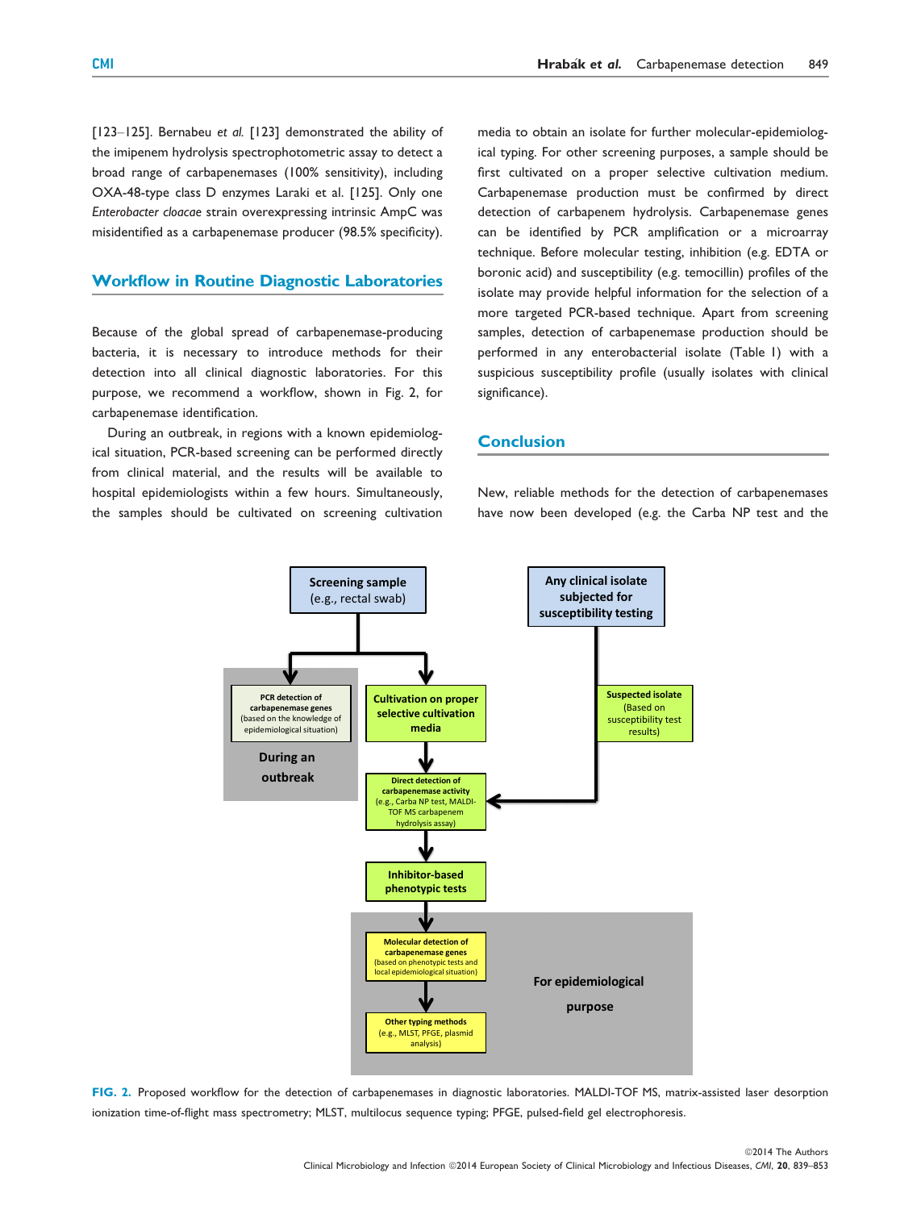[123–125]. Bernabeu *et al.* [123] demonstrated the ability of the imipenem hydrolysis spectrophotometric assay to detect a broad range of carbapenemases (100% sensitivity), including OXA-48-type class D enzymes Laraki et al. [125]. Only one *Enterobacter cloacae* strain overexpressing intrinsic AmpC was misidentified as a carbapenemase producer (98.5% specificity).

## Workflow in Routine Diagnostic Laboratories

Because of the global spread of carbapenemase-producing bacteria, it is necessary to introduce methods for their detection into all clinical diagnostic laboratories. For this purpose, we recommend a workflow, shown in Fig. 2, for carbapenemase identification.

During an outbreak, in regions with a known epidemiological situation, PCR-based screening can be performed directly from clinical material, and the results will be available to hospital epidemiologists within a few hours. Simultaneously, the samples should be cultivated on screening cultivation media to obtain an isolate for further molecular-epidemiological typing. For other screening purposes, a sample should be first cultivated on a proper selective cultivation medium. Carbapenemase production must be confirmed by direct detection of carbapenem hydrolysis. Carbapenemase genes can be identified by PCR amplification or a microarray technique. Before molecular testing, inhibition (e.g. EDTA or boronic acid) and susceptibility (e.g. temocillin) profiles of the isolate may provide helpful information for the selection of a more targeted PCR-based technique. Apart from screening samples, detection of carbapenemase production should be performed in any enterobacterial isolate (Table 1) with a suspicious susceptibility profile (usually isolates with clinical significance).

## Conclusion

New, reliable methods for the detection of carbapenemases have now been developed (e.g. the Carba NP test and the

Screening sample (e.g., rectal swab)

Any clinical isolate subjected for susceptibility testing

During an outbreak: PCR detection of carbapenemase genes (based on the knowledge of epidemiological situation)

Cultivation on proper selective cultivation media

Suspected isolate (Based on susceptibility test results)

Direct detection of carbapenemase activity (e.g., Carba NP test, MALDI-TOF MS carbapenem hydrolysis assay)

Inhibitor-based phenotypic tests

For epidemiological purpose:

Molecular detection of carbapenemase genes (based on phenotypic tests and local epidemiological situation)

Other typing methods (e.g., MLST, PFGE, plasmid analysis)

**FIG. 2.** Proposed workflow for the detection of carbapenemases in diagnostic laboratories. MALDI-TOF MS, matrix-assisted laser desorption ionization time-of-flight mass spectrometry; MLST, multilocus sequence typing; PFGE, pulsed-field gel electrophoresis.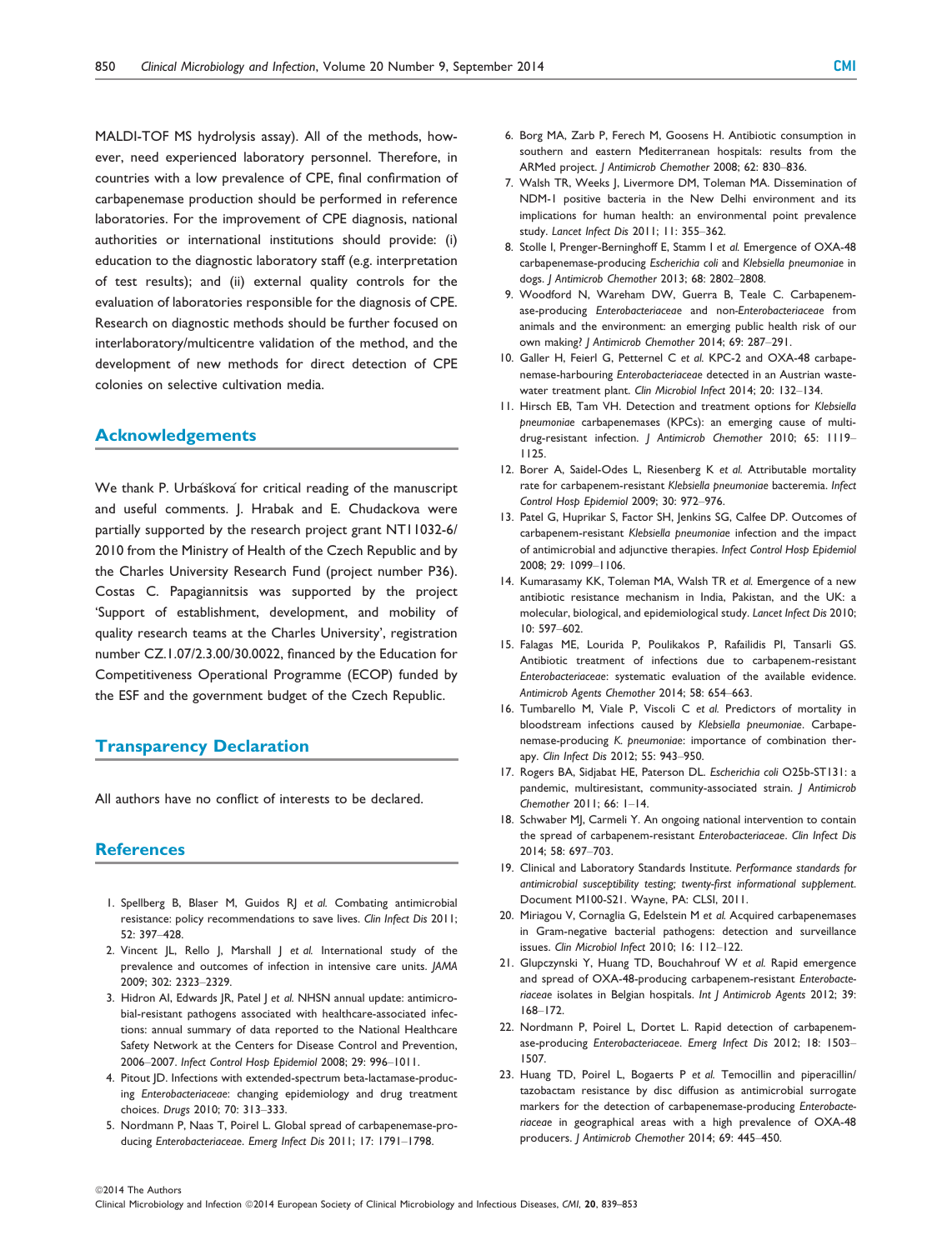MALDI-TOF MS hydrolysis assay). All of the methods, however, need experienced laboratory personnel. Therefore, in countries with a low prevalence of CPE, final confirmation of carbapenemase production should be performed in reference laboratories. For the improvement of CPE diagnosis, national authorities or international institutions should provide: (i) education to the diagnostic laboratory staff (e.g. interpretation of test results); and (ii) external quality controls for the evaluation of laboratories responsible for the diagnosis of CPE. Research on diagnostic methods should be further focused on interlaboratory/multicentre validation of the method, and the development of new methods for direct detection of CPE colonies on selective cultivation media.

## Acknowledgements

We thank P. Urbášková for critical reading of the manuscript and useful comments. J. Hrabak and E. Chudackova were partially supported by the research project grant NT11032-6/2010 from the Ministry of Health of the Czech Republic and by the Charles University Research Fund (project number P36). Costas C. Papagiannitsis was supported by the project 'Support of establishment, development, and mobility of quality research teams at the Charles University', registration number CZ.1.07/2.3.00/30.0022, financed by the Education for Competitiveness Operational Programme (ECOP) funded by the ESF and the government budget of the Czech Republic.

## Transparency Declaration

All authors have no conflict of interests to be declared.

## References

1. Spellberg B, Blaser M, Guidos RJ *et al.* Combating antimicrobial resistance: policy recommendations to save lives. *Clin Infect Dis* 2011; 52: 397–428.
2. Vincent JL, Rello J, Marshall J *et al.* International study of the prevalence and outcomes of infection in intensive care units. *JAMA* 2009; 302: 2323–2329.
3. Hidron AI, Edwards JR, Patel J *et al.* NHSN annual update: antimicrobial-resistant pathogens associated with healthcare-associated infections: annual summary of data reported to the National Healthcare Safety Network at the Centers for Disease Control and Prevention, 2006–2007. *Infect Control Hosp Epidemiol* 2008; 29: 996–1011.
4. Pitout JD. Infections with extended-spectrum beta-lactamase-producing *Enterobacteriaceae*: changing epidemiology and drug treatment choices. *Drugs* 2010; 70: 313–333.
5. Nordmann P, Naas T, Poirel L. Global spread of carbapenemase-producing *Enterobacteriaceae*. *Emerg Infect Dis* 2011; 17: 1791–1798.
6. Borg MA, Zarb P, Ferech M, Goosens H. Antibiotic consumption in southern and eastern Mediterranean hospitals: results from the ARMed project. *J Antimicrob Chemother* 2008; 62: 830–836.
7. Walsh TR, Weeks J, Livermore DM, Toleman MA. Dissemination of NDM-1 positive bacteria in the New Delhi environment and its implications for human health: an environmental point prevalence study. *Lancet Infect Dis* 2011; 11: 355–362.
8. Stolle I, Prenger-Berninghoff E, Stamm I *et al.* Emergence of OXA-48 carbapenemase-producing *Escherichia coli* and *Klebsiella pneumoniae* in dogs. *J Antimicrob Chemother* 2013; 68: 2802–2808.
9. Woodford N, Wareham DW, Guerra B, Teale C. Carbapenemase-producing *Enterobacteriaceae* and non-*Enterobacteriaceae* from animals and the environment: an emerging public health risk of our own making? *J Antimicrob Chemother* 2014; 69: 287–291.
10. Galler H, Feierl G, Petternel C *et al.* KPC-2 and OXA-48 carbapenemase-harbouring *Enterobacteriaceae* detected in an Austrian wastewater treatment plant. *Clin Microbiol Infect* 2014; 20: 132–134.
11. Hirsch EB, Tam VH. Detection and treatment options for *Klebsiella pneumoniae* carbapenemases (KPCs): an emerging cause of multidrug-resistant infection. *J Antimicrob Chemother* 2010; 65: 1119–1125.
12. Borer A, Saidel-Odes L, Riesenberg K *et al.* Attributable mortality rate for carbapenem-resistant *Klebsiella pneumoniae* bacteremia. *Infect Control Hosp Epidemiol* 2009; 30: 972–976.
13. Patel G, Huprikar S, Factor SH, Jenkins SG, Calfee DP. Outcomes of carbapenem-resistant *Klebsiella pneumoniae* infection and the impact of antimicrobial and adjunctive therapies. *Infect Control Hosp Epidemiol* 2008; 29: 1099–1106.
14. Kumarasamy KK, Toleman MA, Walsh TR *et al.* Emergence of a new antibiotic resistance mechanism in India, Pakistan, and the UK: a molecular, biological, and epidemiological study. *Lancet Infect Dis* 2010; 10: 597–602.
15. Falagas ME, Lourida P, Poulikakos P, Rafailidis PI, Tansarli GS. Antibiotic treatment of infections due to carbapenem-resistant *Enterobacteriaceae*: systematic evaluation of the available evidence. *Antimicrob Agents Chemother* 2014; 58: 654–663.
16. Tumbarello M, Viale P, Viscoli C *et al.* Predictors of mortality in bloodstream infections caused by *Klebsiella pneumoniae*. Carbapenemase-producing *K. pneumoniae*: importance of combination therapy. *Clin Infect Dis* 2012; 55: 943–950.
17. Rogers BA, Sidjabat HE, Paterson DL. *Escherichia coli* O25b-ST131: a pandemic, multiresistant, community-associated strain. *J Antimicrob Chemother* 2011; 66: 1–14.
18. Schwaber MJ, Carmeli Y. An ongoing national intervention to contain the spread of carbapenem-resistant *Enterobacteriaceae*. *Clin Infect Dis* 2014; 58: 697–703.
19. Clinical and Laboratory Standards Institute. *Performance standards for antimicrobial susceptibility testing; twenty-first informational supplement*. Document M100-S21. Wayne, PA: CLSI, 2011.
20. Miriagou V, Cornaglia G, Edelstein M *et al.* Acquired carbapenemases in Gram-negative bacterial pathogens: detection and surveillance issues. *Clin Microbiol Infect* 2010; 16: 112–122.
21. Glupczynski Y, Huang TD, Bouchahrouf W *et al.* Rapid emergence and spread of OXA-48-producing carbapenem-resistant *Enterobacteriaceae* isolates in Belgian hospitals. *Int J Antimicrob Agents* 2012; 39: 168–172.
22. Nordmann P, Poirel L, Dortet L. Rapid detection of carbapenemase-producing *Enterobacteriaceae*. *Emerg Infect Dis* 2012; 18: 1503–1507.
23. Huang TD, Poirel L, Bogaerts P *et al.* Temocillin and piperacillin/tazobactam resistance by disc diffusion as antimicrobial surrogate markers for the detection of carbapenemase-producing *Enterobacteriaceae* in geographical areas with a high prevalence of OXA-48 producers. *J Antimicrob Chemother* 2014; 69: 445–450.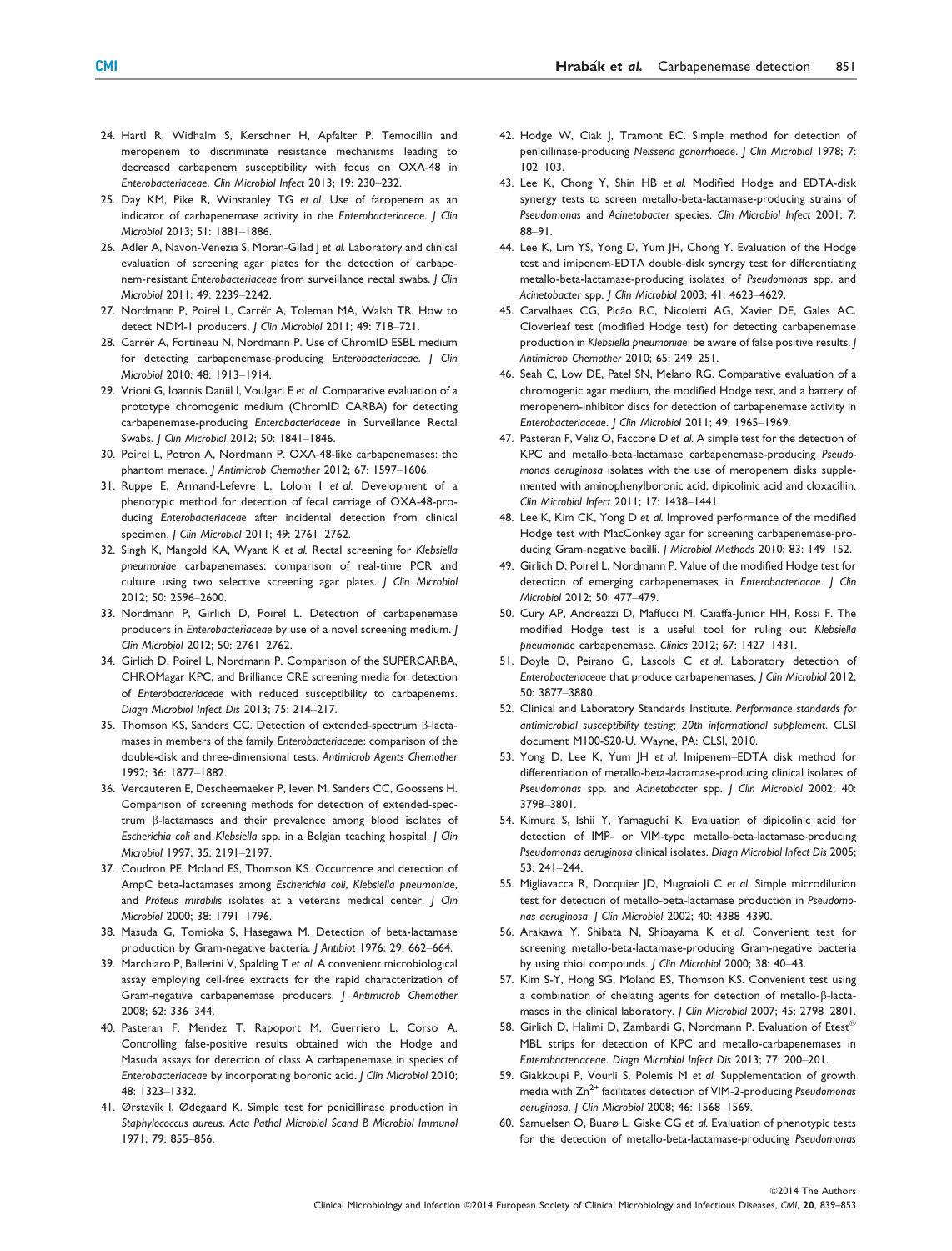24. Hartl R, Widhalm S, Kerschner H, Apfalter P. Temocillin and meropenem to discriminate resistance mechanisms leading to decreased carbapenem susceptibility with focus on OXA-48 in *Enterobacteriaceae*. *Clin Microbiol Infect* 2013; 19: 230–232.
25. Day KM, Pike R, Winstanley TG *et al.* Use of faropenem as an indicator of carbapenemase activity in the *Enterobacteriaceae*. *J Clin Microbiol* 2013; 51: 1881–1886.
26. Adler A, Navon-Venezia S, Moran-Gilad J *et al.* Laboratory and clinical evaluation of screening agar plates for the detection of carbapenem-resistant *Enterobacteriaceae* from surveillance rectal swabs. *J Clin Microbiol* 2011; 49: 2239–2242.
27. Nordmann P, Poirel L, Carrër A, Toleman MA, Walsh TR. How to detect NDM-1 producers. *J Clin Microbiol* 2011; 49: 718–721.
28. Carrër A, Fortineau N, Nordmann P. Use of ChromID ESBL medium for detecting carbapenemase-producing *Enterobacteriaceae*. *J Clin Microbiol* 2010; 48: 1913–1914.
29. Vrioni G, Ioannis Daniil I, Voulgari E *et al.* Comparative evaluation of a prototype chromogenic medium (ChromID CARBA) for detecting carbapenemase-producing *Enterobacteriaceae* in Surveillance Rectal Swabs. *J Clin Microbiol* 2012; 50: 1841–1846.
30. Poirel L, Potron A, Nordmann P. OXA-48-like carbapenemases: the phantom menace. *J Antimicrob Chemother* 2012; 67: 1597–1606.
31. Ruppe E, Armand-Lefevre L, Lolom I *et al.* Development of a phenotypic method for detection of fecal carriage of OXA-48-producing *Enterobacteriaceae* after incidental detection from clinical specimen. *J Clin Microbiol* 2011; 49: 2761–2762.
32. Singh K, Mangold KA, Wyant K *et al.* Rectal screening for *Klebsiella pneumoniae* carbapenemases: comparison of real-time PCR and culture using two selective screening agar plates. *J Clin Microbiol* 2012; 50: 2596–2600.
33. Nordmann P, Girlich D, Poirel L. Detection of carbapenemase producers in *Enterobacteriaceae* by use of a novel screening medium. *J Clin Microbiol* 2012; 50: 2761–2762.
34. Girlich D, Poirel L, Nordmann P. Comparison of the SUPERCARBA, CHROMagar KPC, and Brilliance CRE screening media for detection of *Enterobacteriaceae* with reduced susceptibility to carbapenems. *Diagn Microbiol Infect Dis* 2013; 75: 214–217.
35. Thomson KS, Sanders CC. Detection of extended-spectrum β-lactamases in members of the family *Enterobacteriaceae*: comparison of the double-disk and three-dimensional tests. *Antimicrob Agents Chemother* 1992; 36: 1877–1882.
36. Vercauteren E, Descheemaeker P, Ieven M, Sanders CC, Goossens H. Comparison of screening methods for detection of extended-spectrum β-lactamases and their prevalence among blood isolates of *Escherichia coli* and *Klebsiella* spp. in a Belgian teaching hospital. *J Clin Microbiol* 1997; 35: 2191–2197.
37. Coudron PE, Moland ES, Thomson KS. Occurrence and detection of AmpC beta-lactamases among *Escherichia coli*, *Klebsiella pneumoniae*, and *Proteus mirabilis* isolates at a veterans medical center. *J Clin Microbiol* 2000; 38: 1791–1796.
38. Masuda G, Tomioka S, Hasegawa M. Detection of beta-lactamase production by Gram-negative bacteria. *J Antibiot* 1976; 29: 662–664.
39. Marchiaro P, Ballerini V, Spalding T *et al.* A convenient microbiological assay employing cell-free extracts for the rapid characterization of Gram-negative carbapenemase producers. *J Antimicrob Chemother* 2008; 62: 336–344.
40. Pasteran F, Mendez T, Rapoport M, Guerriero L, Corso A. Controlling false-positive results obtained with the Hodge and Masuda assays for detection of class A carbapenemase in species of *Enterobacteriaceae* by incorporating boronic acid. *J Clin Microbiol* 2010; 48: 1323–1332.
41. Ørstavik I, Ødegaard K. Simple test for penicillinase production in *Staphylococcus aureus*. *Acta Pathol Microbiol Scand B Microbiol Immunol* 1971; 79: 855–856.
42. Hodge W, Ciak J, Tramont EC. Simple method for detection of penicillinase-producing *Neisseria gonorrhoeae*. *J Clin Microbiol* 1978; 7: 102–103.
43. Lee K, Chong Y, Shin HB *et al.* Modified Hodge and EDTA-disk synergy tests to screen metallo-beta-lactamase-producing strains of *Pseudomonas* and *Acinetobacter* species. *Clin Microbiol Infect* 2001; 7: 88–91.
44. Lee K, Lim YS, Yong D, Yum JH, Chong Y. Evaluation of the Hodge test and imipenem-EDTA double-disk synergy test for differentiating metallo-beta-lactamase-producing isolates of *Pseudomonas* spp. and *Acinetobacter* spp. *J Clin Microbiol* 2003; 41: 4623–4629.
45. Carvalhaes CG, Picão RC, Nicoletti AG, Xavier DE, Gales AC. Cloverleaf test (modified Hodge test) for detecting carbapenemase production in *Klebsiella pneumoniae*: be aware of false positive results. *J Antimicrob Chemother* 2010; 65: 249–251.
46. Seah C, Low DE, Patel SN, Melano RG. Comparative evaluation of a chromogenic agar medium, the modified Hodge test, and a battery of meropenem-inhibitor discs for detection of carbapenemase activity in *Enterobacteriaceae*. *J Clin Microbiol* 2011; 49: 1965–1969.
47. Pasteran F, Veliz O, Faccone D *et al.* A simple test for the detection of KPC and metallo-beta-lactamase carbapenemase-producing *Pseudomonas aeruginosa* isolates with the use of meropenem disks supplemented with aminophenylboronic acid, dipicolinic acid and cloxacillin. *Clin Microbiol Infect* 2011; 17: 1438–1441.
48. Lee K, Kim CK, Yong D *et al.* Improved performance of the modified Hodge test with MacConkey agar for screening carbapenemase-producing Gram-negative bacilli. *J Microbiol Methods* 2010; 83: 149–152.
49. Girlich D, Poirel L, Nordmann P. Value of the modified Hodge test for detection of emerging carbapenemases in *Enterobacteriacae*. *J Clin Microbiol* 2012; 50: 477–479.
50. Cury AP, Andreazzi D, Maffucci M, Caiaffa-Junior HH, Rossi F. The modified Hodge test is a useful tool for ruling out *Klebsiella pneumoniae* carbapenemase. *Clinics* 2012; 67: 1427–1431.
51. Doyle D, Peirano G, Lascols C *et al.* Laboratory detection of *Enterobacteriaceae* that produce carbapenemases. *J Clin Microbiol* 2012; 50: 3877–3880.
52. Clinical and Laboratory Standards Institute. *Performance standards for antimicrobial susceptibility testing; 20th informational supplement.* CLSI document M100-S20-U. Wayne, PA: CLSI, 2010.
53. Yong D, Lee K, Yum JH *et al.* Imipenem–EDTA disk method for differentiation of metallo-beta-lactamase-producing clinical isolates of *Pseudomonas* spp. and *Acinetobacter* spp. *J Clin Microbiol* 2002; 40: 3798–3801.
54. Kimura S, Ishii Y, Yamaguchi K. Evaluation of dipicolinic acid for detection of IMP- or VIM-type metallo-beta-lactamase-producing *Pseudomonas aeruginosa* clinical isolates. *Diagn Microbiol Infect Dis* 2005; 53: 241–244.
55. Migliavacca R, Docquier JD, Mugnaioli C *et al.* Simple microdilution test for detection of metallo-beta-lactamase production in *Pseudomonas aeruginosa*. *J Clin Microbiol* 2002; 40: 4388–4390.
56. Arakawa Y, Shibata N, Shibayama K *et al.* Convenient test for screening metallo-beta-lactamase-producing Gram-negative bacteria by using thiol compounds. *J Clin Microbiol* 2000; 38: 40–43.
57. Kim S-Y, Hong SG, Moland ES, Thomson KS. Convenient test using a combination of chelating agents for detection of metallo-β-lactamases in the clinical laboratory. *J Clin Microbiol* 2007; 45: 2798–2801.
58. Girlich D, Halimi D, Zambardi G, Nordmann P. Evaluation of Etest® MBL strips for detection of KPC and metallo-carbapenemases in *Enterobacteriaceae*. *Diagn Microbiol Infect Dis* 2013; 77: 200–201.
59. Giakkoupi P, Vourli S, Polemis M *et al.* Supplementation of growth media with $Zn^{2+}$ facilitates detection of VIM-2-producing *Pseudomonas aeruginosa*. *J Clin Microbiol* 2008; 46: 1568–1569.
60. Samuelsen O, Buarø L, Giske CG *et al.* Evaluation of phenotypic tests for the detection of metallo-beta-lactamase-producing *Pseudomonas*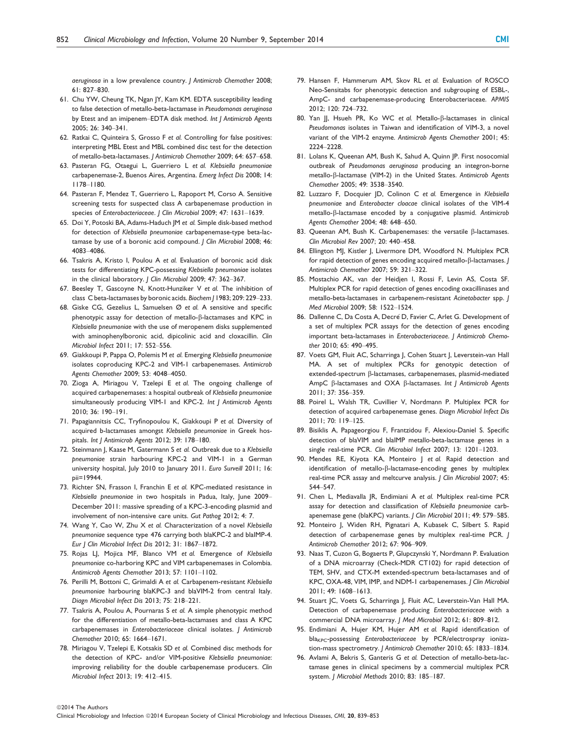*aeruginosa* in a low prevalence country. *J Antimicrob Chemother* 2008; 61: 827–830.

61. Chu YW, Cheung TK, Ngan JY, Kam KM. EDTA susceptibility leading to false detection of metallo-beta-lactamase in *Pseudomonas aeruginosa* by Etest and an imipenem–EDTA disk method. *Int J Antimicrob Agents* 2005; 26: 340–341.
62. Ratkai C, Quinteira S, Grosso F et al. Controlling for false positives: interpreting MBL Etest and MBL combined disc test for the detection of metallo-beta-lactamases. *J Antimicrob Chemother* 2009; 64: 657–658.
63. Pasteran FG, Otaegui L, Guerriero L et al. *Klebsiella pneumoniae* carbapenemase-2, Buenos Aires, Argentina. *Emerg Infect Dis* 2008; 14: 1178–1180.
64. Pasteran F, Mendez T, Guerriero L, Rapoport M, Corso A. Sensitive screening tests for suspected class A carbapenemase production in species of *Enterobacteriaceae*. *J Clin Microbiol* 2009; 47: 1631–1639.
65. Doi Y, Potoski BA, Adams-Haduch JM et al. Simple disk-based method for detection of *Klebsiella pneumoniae* carbapenemase-type beta-lactamase by use of a boronic acid compound. *J Clin Microbiol* 2008; 46: 4083–4086.
66. Tsakris A, Kristo I, Poulou A et al. Evaluation of boronic acid disk tests for differentiating KPC-possessing *Klebsiella pneumoniae* isolates in the clinical laboratory. *J Clin Microbiol* 2009; 47: 362–367.
67. Beesley T, Gascoyne N, Knott-Hunziker V et al. The inhibition of class C beta-lactamases by boronic acids. *Biochem J* 1983; 209: 229–233.
68. Giske CG, Gezelius L, Samuelsen Ø et al. A sensitive and specific phenotypic assay for detection of metallo-β-lactamases and KPC in *Klebsiella pneumoniae* with the use of meropenem disks supplemented with aminophenylboronic acid, dipicolinic acid and cloxacillin. *Clin Microbiol Infect* 2011; 17: 552–556.
69. Giakkoupi P, Pappa O, Polemis M et al. Emerging *Klebsiella pneumoniae* isolates coproducing KPC-2 and VIM-1 carbapenemases. *Antimicrob Agents Chemother* 2009; 53: 4048–4050.
70. Zioga A, Miriagou V, Tzelepi E et al. The ongoing challenge of acquired carbapenemases: a hospital outbreak of *Klebsiella pneumoniae* simultaneously producing VIM-1 and KPC-2. *Int J Antimicrob Agents* 2010; 36: 190–191.
71. Papagiannitsis CC, Tryfinopoulou K, Giakkoupi P et al. Diversity of acquired b-lactamases amongst *Klebsiella pneumoniae* in Greek hospitals. *Int J Antimicrob Agents* 2012; 39: 178–180.
72. Steinmann J, Kaase M, Gatermann S et al. Outbreak due to a *Klebsiella pneumoniae* strain harbouring KPC-2 and VIM-1 in a German university hospital, July 2010 to January 2011. *Euro Surveill* 2011; 16: pii=19944.
73. Richter SN, Frasson I, Franchin E et al. KPC-mediated resistance in *Klebsiella pneumoniae* in two hospitals in Padua, Italy, June 2009–December 2011: massive spreading of a KPC-3-encoding plasmid and involvement of non-intensive care units. *Gut Pathog* 2012; 4: 7.
74. Wang Y, Cao W, Zhu X et al. Characterization of a novel *Klebsiella pneumoniae* sequence type 476 carrying both blaKPC-2 and blaIMP-4. *Eur J Clin Microbiol Infect Dis* 2012; 31: 1867–1872.
75. Rojas LJ, Mojica MF, Blanco VM et al. Emergence of *Klebsiella pneumoniae* co-harboring KPC and VIM carbapenemases in Colombia. *Antimicrob Agents Chemother* 2013; 57: 1101–1102.
76. Perilli M, Bottoni C, Grimaldi A et al. Carbapenem-resistant *Klebsiella pneumoniae* harbouring blaKPC-3 and blaVIM-2 from central Italy. *Diagn Microbiol Infect Dis* 2013; 75: 218–221.
77. Tsakris A, Poulou A, Pournaras S et al. A simple phenotypic method for the differentiation of metallo-beta-lactamases and class A KPC carbapenemases in *Enterobacteriaceae* clinical isolates. *J Antimicrob Chemother* 2010; 65: 1664–1671.
78. Miriagou V, Tzelepi E, Kotsakis SD et al. Combined disc methods for the detection of KPC- and/or VIM-positive *Klebsiella pneumoniae*: improving reliability for the double carbapenemase producers. *Clin Microbiol Infect* 2013; 19: 412–415.
79. Hansen F, Hammerum AM, Skov RL et al. Evaluation of ROSCO Neo-Sensitabs for phenotypic detection and subgrouping of ESBL-, AmpC- and carbapenemase-producing Enterobacteriaceae. *APMIS* 2012; 120: 724–732.
80. Yan JJ, Hsueh PR, Ko WC et al. Metallo-β-lactamases in clinical *Pseudomonas* isolates in Taiwan and identification of VIM-3, a novel variant of the VIM-2 enzyme. *Antimicrob Agents Chemother* 2001; 45: 2224–2228.
81. Lolans K, Queenan AM, Bush K, Sahud A, Quinn JP. First nosocomial outbreak of *Pseudomonas aeruginosa* producing an integron-borne metallo-β-lactamase (VIM-2) in the United States. *Antimicrob Agents Chemother* 2005; 49: 3538–3540.
82. Luzzaro F, Docquier JD, Colinon C et al. Emergence in *Klebsiella pneumoniae* and *Enterobacter cloacae* clinical isolates of the VIM-4 metallo-β-lactamase encoded by a conjugative plasmid. *Antimicrob Agents Chemother* 2004; 48: 648–650.
83. Queenan AM, Bush K. Carbapenemases: the versatile β-lactamases. *Clin Microbiol Rev* 2007; 20: 440–458.
84. Ellington MJ, Kistler J, Livermore DM, Woodford N. Multiplex PCR for rapid detection of genes encoding acquired metallo-β-lactamases. *J Antimicrob Chemother* 2007; 59: 321–322.
85. Mostachio AK, van der Heidjen I, Rossi F, Levin AS, Costa SF. Multiplex PCR for rapid detection of genes encoding oxacillinases and metallo-beta-lactamases in carbapenem-resistant *Acinetobacter* spp. *J Med Microbiol* 2009; 58: 1522–1524.
86. Dallenne C, Da Costa A, Decré D, Favier C, Arlet G. Development of a set of multiplex PCR assays for the detection of genes encoding important beta-lactamases in *Enterobacteriaceae*. *J Antimicrob Chemother* 2010; 65: 490–495.
87. Voets GM, Fluit AC, Scharringa J, Cohen Stuart J, Leverstein-van Hall MA. A set of multiplex PCRs for genotypic detection of extended-spectrum β-lactamases, carbapenemases, plasmid-mediated AmpC β-lactamases and OXA β-lactamases. *Int J Antimicrob Agents* 2011; 37: 356–359.
88. Poirel L, Walsh TR, Cuvillier V, Nordmann P. Multiplex PCR for detection of acquired carbapenemase genes. *Diagn Microbiol Infect Dis* 2011; 70: 119–125.
89. Bisiklis A, Papageorgiou F, Frantzidou F, Alexiou-Daniel S. Specific detection of blaVIM and blaIMP metallo-beta-lactamase genes in a single real-time PCR. *Clin Microbiol Infect* 2007; 13: 1201–1203.
90. Mendes RE, Kiyota KA, Monteiro J et al. Rapid detection and identification of metallo-β-lactamase-encoding genes by multiplex real-time PCR assay and meltcurve analysis. *J Clin Microbiol* 2007; 45: 544–547.
91. Chen L, Mediavalla JR, Endimiani A et al. Multiplex real-time PCR assay for detection and classification of *Klebsiella pneumoniae* carbapenemase gene (blaKPC) variants. *J Clin Microbiol* 2011; 49: 579–585.
92. Monteiro J, Widen RH, Pignatari A, Kubasek C, Silbert S. Rapid detection of carbapenemase genes by multiplex real-time PCR. *J Antimicrob Chemother* 2012; 67: 906–909.
93. Naas T, Cuzon G, Bogaerts P, Glupczynski Y, Nordmann P. Evaluation of a DNA microarray (Check-MDR CT102) for rapid detection of TEM, SHV, and CTX-M extended-spectrum beta-lactamases and of KPC, OXA-48, VIM, IMP, and NDM-1 carbapenemases. *J Clin Microbiol* 2011; 49: 1608–1613.
94. Stuart JC, Voets G, Scharringa J, Fluit AC, Leverstein-Van Hall MA. Detection of carbapenemase producing *Enterobacteriaceae* with a commercial DNA microarray. *J Med Microbiol* 2012; 61: 809–812.
95. Endimiani A, Hujer KM, Hujer AM et al. Rapid identification of $bla_{KPC}$-possessing *Enterobacteriaceae* by PCR/electrospray ionization-mass spectrometry. *J Antimicrob Chemother* 2010; 65: 1833–1834.
96. Avlami A, Bekris S, Ganteris G et al. Detection of metallo-beta-lactamase genes in clinical specimens by a commercial multiplex PCR system. *J Microbiol Methods* 2010; 83: 185–187.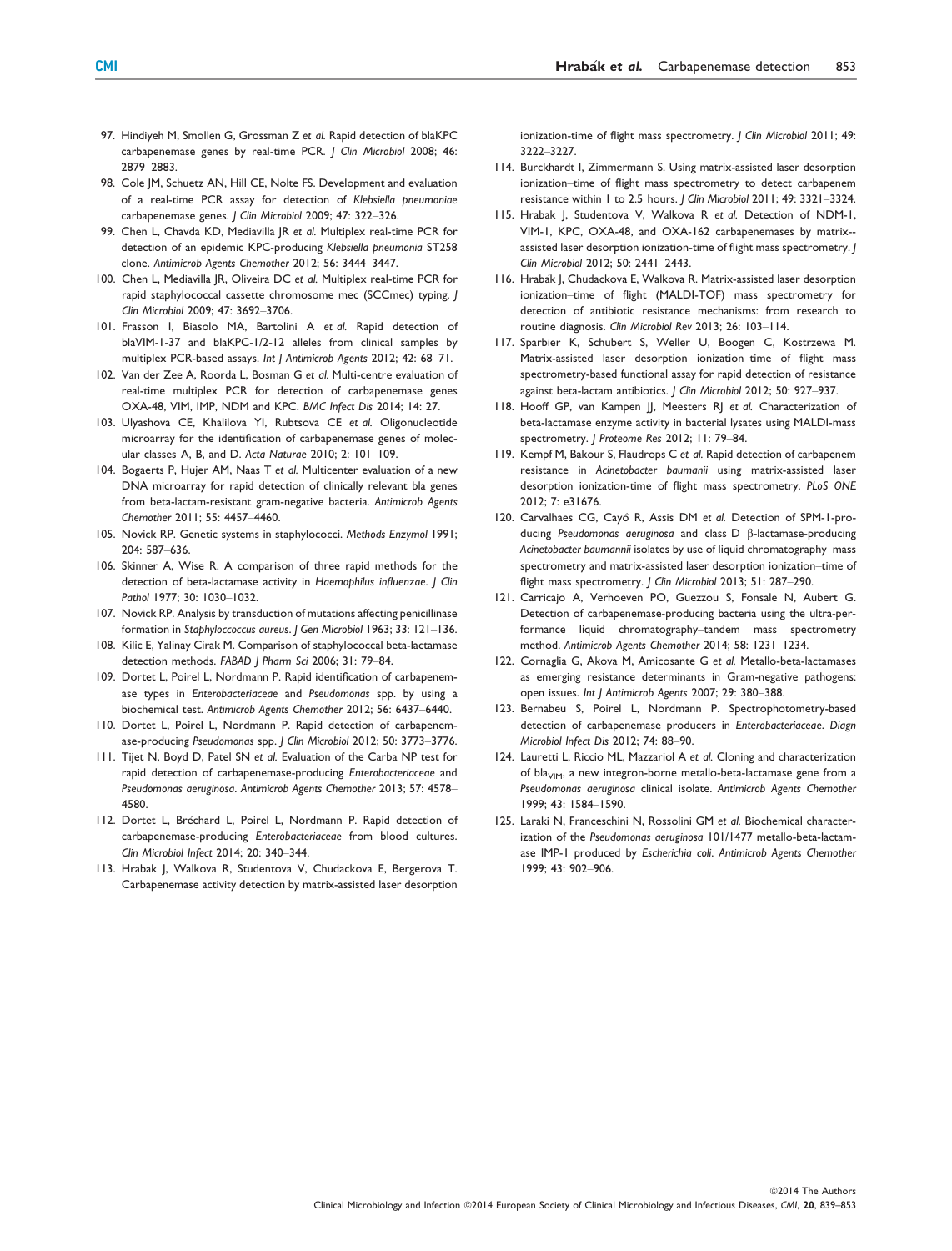97. Hindiyeh M, Smollen G, Grossman Z *et al.* Rapid detection of blaKPC carbapenemase genes by real-time PCR. *J Clin Microbiol* 2008; 46: 2879–2883.

98. Cole JM, Schuetz AN, Hill CE, Nolte FS. Development and evaluation of a real-time PCR assay for detection of *Klebsiella pneumoniae* carbapenemase genes. *J Clin Microbiol* 2009; 47: 322–326.

99. Chen L, Chavda KD, Mediavilla JR *et al.* Multiplex real-time PCR for detection of an epidemic KPC-producing *Klebsiella pneumonia* ST258 clone. *Antimicrob Agents Chemother* 2012; 56: 3444–3447.

100. Chen L, Mediavilla JR, Oliveira DC *et al.* Multiplex real-time PCR for rapid staphylococcal cassette chromosome mec (SCCmec) typing. *J Clin Microbiol* 2009; 47: 3692–3706.

101. Frasson I, Biasolo MA, Bartolini A *et al.* Rapid detection of blaVIM-1-37 and blaKPC-1/2-12 alleles from clinical samples by multiplex PCR-based assays. *Int J Antimicrob Agents* 2012; 42: 68–71.

102. Van der Zee A, Roorda L, Bosman G *et al.* Multi-centre evaluation of real-time multiplex PCR for detection of carbapenemase genes OXA-48, VIM, IMP, NDM and KPC. *BMC Infect Dis* 2014; 14: 27.

103. Ulyashova CE, Khalilova YI, Rubtsova CE *et al.* Oligonucleotide microarray for the identification of carbapenemase genes of molecular classes A, B, and D. *Acta Naturae* 2010; 2: 101–109.

104. Bogaerts P, Hujer AM, Naas T *et al.* Multicenter evaluation of a new DNA microarray for rapid detection of clinically relevant bla genes from beta-lactam-resistant gram-negative bacteria. *Antimicrob Agents Chemother* 2011; 55: 4457–4460.

105. Novick RP. Genetic systems in staphylococci. *Methods Enzymol* 1991; 204: 587–636.

106. Skinner A, Wise R. A comparison of three rapid methods for the detection of beta-lactamase activity in *Haemophilus influenzae*. *J Clin Pathol* 1977; 30: 1030–1032.

107. Novick RP. Analysis by transduction of mutations affecting penicillinase formation in *Staphyloccoccus aureus*. *J Gen Microbiol* 1963; 33: 121–136.

108. Kilic E, Yalinay Cirak M. Comparison of staphylococcal beta-lactamase detection methods. *FABAD J Pharm Sci* 2006; 31: 79–84.

109. Dortet L, Poirel L, Nordmann P. Rapid identification of carbapenemase types in *Enterobacteriaceae* and *Pseudomonas* spp. by using a biochemical test. *Antimicrob Agents Chemother* 2012; 56: 6437–6440.

110. Dortet L, Poirel L, Nordmann P. Rapid detection of carbapenemase-producing *Pseudomonas* spp. *J Clin Microbiol* 2012; 50: 3773–3776.

111. Tijet N, Boyd D, Patel SN *et al.* Evaluation of the Carba NP test for rapid detection of carbapenemase-producing *Enterobacteriaceae* and *Pseudomonas aeruginosa*. *Antimicrob Agents Chemother* 2013; 57: 4578–4580.

112. Dortet L, Bréchard L, Poirel L, Nordmann P. Rapid detection of carbapenemase-producing *Enterobacteriaceae* from blood cultures. *Clin Microbiol Infect* 2014; 20: 340–344.

113. Hrabak J, Walkova R, Studentova V, Chudackova E, Bergerova T. Carbapenemase activity detection by matrix-assisted laser desorption ionization-time of flight mass spectrometry. *J Clin Microbiol* 2011; 49: 3222–3227.

114. Burckhardt I, Zimmermann S. Using matrix-assisted laser desorption ionization–time of flight mass spectrometry to detect carbapenem resistance within 1 to 2.5 hours. *J Clin Microbiol* 2011; 49: 3321–3324.

115. Hrabak J, Studentova V, Walkova R *et al.* Detection of NDM-1, VIM-1, KPC, OXA-48, and OXA-162 carbapenemases by matrix--assisted laser desorption ionization-time of flight mass spectrometry. *J Clin Microbiol* 2012; 50: 2441–2443.

116. Hrabák J, Chudackova E, Walkova R. Matrix-assisted laser desorption ionization–time of flight (MALDI-TOF) mass spectrometry for detection of antibiotic resistance mechanisms: from research to routine diagnosis. *Clin Microbiol Rev* 2013; 26: 103–114.

117. Sparbier K, Schubert S, Weller U, Boogen C, Kostrzewa M. Matrix-assisted laser desorption ionization–time of flight mass spectrometry-based functional assay for rapid detection of resistance against beta-lactam antibiotics. *J Clin Microbiol* 2012; 50: 927–937.

118. Hooff GP, van Kampen JJ, Meesters RJ *et al.* Characterization of beta-lactamase enzyme activity in bacterial lysates using MALDI-mass spectrometry. *J Proteome Res* 2012; 11: 79–84.

119. Kempf M, Bakour S, Flaudrops C *et al.* Rapid detection of carbapenem resistance in *Acinetobacter baumanii* using matrix-assisted laser desorption ionization-time of flight mass spectrometry. *PLoS ONE* 2012; 7: e31676.

120. Carvalhaes CG, Cayó R, Assis DM *et al.* Detection of SPM-1-producing *Pseudomonas aeruginosa* and class D β-lactamase-producing *Acinetobacter baumannii* isolates by use of liquid chromatography–mass spectrometry and matrix-assisted laser desorption ionization–time of flight mass spectrometry. *J Clin Microbiol* 2013; 51: 287–290.

121. Carricajo A, Verhoeven PO, Guezzou S, Fonsale N, Aubert G. Detection of carbapenemase-producing bacteria using the ultra-performance liquid chromatography–tandem mass spectrometry method. *Antimicrob Agents Chemother* 2014; 58: 1231–1234.

122. Cornaglia G, Akova M, Amicosante G *et al.* Metallo-beta-lactamases as emerging resistance determinants in Gram-negative pathogens: open issues. *Int J Antimicrob Agents* 2007; 29: 380–388.

123. Bernabeu S, Poirel L, Nordmann P. Spectrophotometry-based detection of carbapenemase producers in *Enterobacteriaceae*. *Diagn Microbiol Infect Dis* 2012; 74: 88–90.

124. Lauretti L, Riccio ML, Mazzariol A *et al.* Cloning and characterization of $bla_{VIM}$, a new integron-borne metallo-beta-lactamase gene from a *Pseudomonas aeruginosa* clinical isolate. *Antimicrob Agents Chemother* 1999; 43: 1584–1590.

125. Laraki N, Franceschini N, Rossolini GM *et al.* Biochemical characterization of the *Pseudomonas aeruginosa* 101/1477 metallo-beta-lactamase IMP-1 produced by *Escherichia coli*. *Antimicrob Agents Chemother* 1999; 43: 902–906.